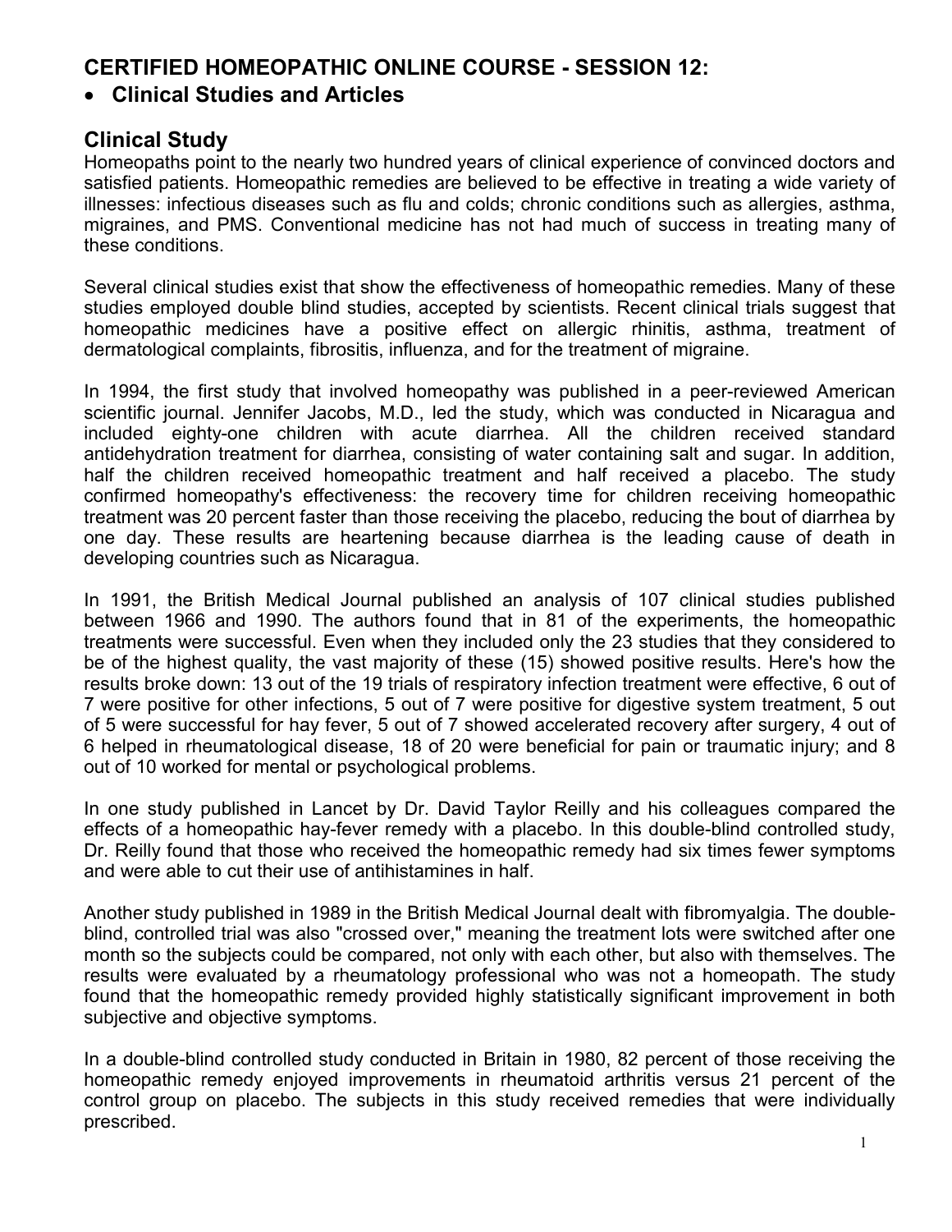# CERTIFIED HOMEOPATHIC ONLINE COURSE - SESSION 12:

- **Clinical Studies and Articles**

## Clinical Study

Homeopaths point to the nearly two hundred years of clinical experience of convinced doctors and satisfied patients. Homeopathic remedies are believed to be effective in treating a wide variety of illnesses: infectious diseases such as flu and colds; chronic conditions such as allergies, asthma, migraines, and PMS. Conventional medicine has not had much of success in treating many of these conditions.

Several clinical studies exist that show the effectiveness of homeopathic remedies. Many of these studies employed double blind studies, accepted by scientists. Recent clinical trials suggest that homeopathic medicines have a positive effect on allergic rhinitis, asthma, treatment of dermatological complaints, fibrositis, influenza, and for the treatment of migraine.

In 1994, the first study that involved homeopathy was published in a peer-reviewed American scientific journal. Jennifer Jacobs, M.D., led the study, which was conducted in Nicaragua and included eighty-one children with acute diarrhea. All the children received standard antidehydration treatment for diarrhea, consisting of water containing salt and sugar. In addition, half the children received homeopathic treatment and half received a placebo. The study confirmed homeopathy's effectiveness: the recovery time for children receiving homeopathic treatment was 20 percent faster than those receiving the placebo, reducing the bout of diarrhea by one day. These results are heartening because diarrhea is the leading cause of death in developing countries such as Nicaragua.

In 1991, the British Medical Journal published an analysis of 107 clinical studies published between 1966 and 1990. The authors found that in 81 of the experiments, the homeopathic treatments were successful. Even when they included only the 23 studies that they considered to be of the highest quality, the vast majority of these (15) showed positive results. Here's how the results broke down: 13 out of the 19 trials of respiratory infection treatment were effective, 6 out of 7 were positive for other infections, 5 out of 7 were positive for digestive system treatment, 5 out of 5 were successful for hay fever, 5 out of 7 showed accelerated recovery after surgery, 4 out of 6 helped in rheumatological disease, 18 of 20 were beneficial for pain or traumatic injury; and 8 out of 10 worked for mental or psychological problems.

In one study published in Lancet by Dr. David Taylor Reilly and his colleagues compared the effects of a homeopathic hay-fever remedy with a placebo. In this double-blind controlled study, Dr. Reilly found that those who received the homeopathic remedy had six times fewer symptoms and were able to cut their use of antihistamines in half.

Another study published in 1989 in the British Medical Journal dealt with fibromyalgia. The double-blind, controlled trial was also "crossed over," meaning the treatment lots were switched after one month so the subjects could be compared, not only with each other, but also with themselves. The results were evaluated by a rheumatology professional who was not a homeopath. The study found that the homeopathic remedy provided highly statistically significant improvement in both subjective and objective symptoms.

In a double-blind controlled study conducted in Britain in 1980, 82 percent of those receiving the homeopathic remedy enjoyed improvements in rheumatoid arthritis versus 21 percent of the control group on placebo. The subjects in this study received remedies that were individually prescribed.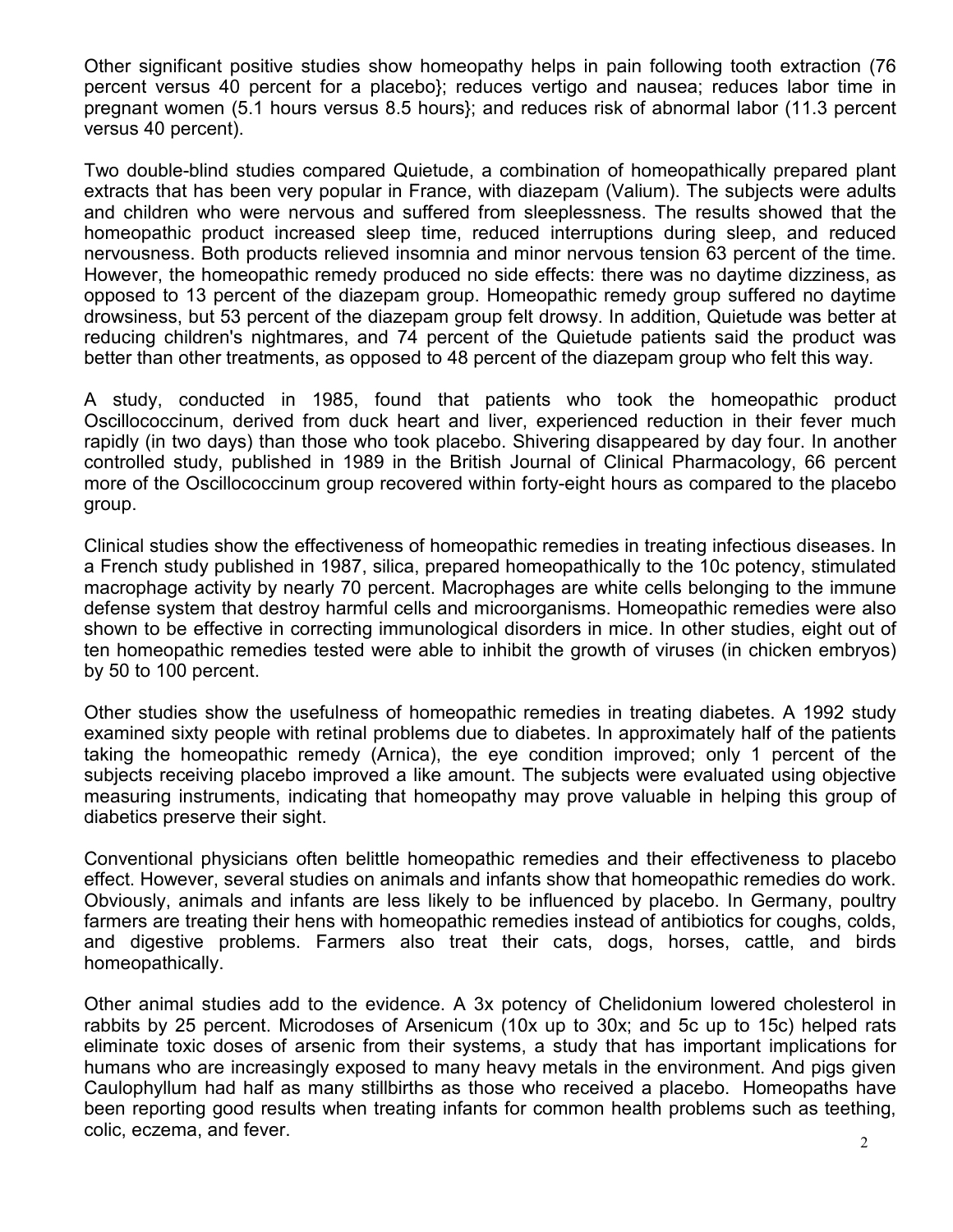Other significant positive studies show homeopathy helps in pain following tooth extraction (76 percent versus 40 percent for a placebo}; reduces vertigo and nausea; reduces labor time in pregnant women (5.1 hours versus 8.5 hours}; and reduces risk of abnormal labor (11.3 percent versus 40 percent).

Two double-blind studies compared Quietude, a combination of homeopathically prepared plant extracts that has been very popular in France, with diazepam (Valium). The subjects were adults and children who were nervous and suffered from sleeplessness. The results showed that the homeopathic product increased sleep time, reduced interruptions during sleep, and reduced nervousness. Both products relieved insomnia and minor nervous tension 63 percent of the time. However, the homeopathic remedy produced no side effects: there was no daytime dizziness, as opposed to 13 percent of the diazepam group. Homeopathic remedy group suffered no daytime drowsiness, but 53 percent of the diazepam group felt drowsy. In addition, Quietude was better at reducing children's nightmares, and 74 percent of the Quietude patients said the product was better than other treatments, as opposed to 48 percent of the diazepam group who felt this way.

A study, conducted in 1985, found that patients who took the homeopathic product Oscillococcinum, derived from duck heart and liver, experienced reduction in their fever much rapidly (in two days) than those who took placebo. Shivering disappeared by day four. In another controlled study, published in 1989 in the British Journal of Clinical Pharmacology, 66 percent more of the Oscillococcinum group recovered within forty-eight hours as compared to the placebo group.

Clinical studies show the effectiveness of homeopathic remedies in treating infectious diseases. In a French study published in 1987, silica, prepared homeopathically to the 10c potency, stimulated macrophage activity by nearly 70 percent. Macrophages are white cells belonging to the immune defense system that destroy harmful cells and microorganisms. Homeopathic remedies were also shown to be effective in correcting immunological disorders in mice. In other studies, eight out of ten homeopathic remedies tested were able to inhibit the growth of viruses (in chicken embryos) by 50 to 100 percent.

Other studies show the usefulness of homeopathic remedies in treating diabetes. A 1992 study examined sixty people with retinal problems due to diabetes. In approximately half of the patients taking the homeopathic remedy (Arnica), the eye condition improved; only 1 percent of the subjects receiving placebo improved a like amount. The subjects were evaluated using objective measuring instruments, indicating that homeopathy may prove valuable in helping this group of diabetics preserve their sight.

Conventional physicians often belittle homeopathic remedies and their effectiveness to placebo effect. However, several studies on animals and infants show that homeopathic remedies do work. Obviously, animals and infants are less likely to be influenced by placebo. In Germany, poultry farmers are treating their hens with homeopathic remedies instead of antibiotics for coughs, colds, and digestive problems. Farmers also treat their cats, dogs, horses, cattle, and birds homeopathically.

Other animal studies add to the evidence. A 3x potency of Chelidonium lowered cholesterol in rabbits by 25 percent. Microdoses of Arsenicum (10x up to 30x; and 5c up to 15c) helped rats eliminate toxic doses of arsenic from their systems, a study that has important implications for humans who are increasingly exposed to many heavy metals in the environment. And pigs given Caulophyllum had half as many stillbirths as those who received a placebo. Homeopaths have been reporting good results when treating infants for common health problems such as teething, colic, eczema, and fever.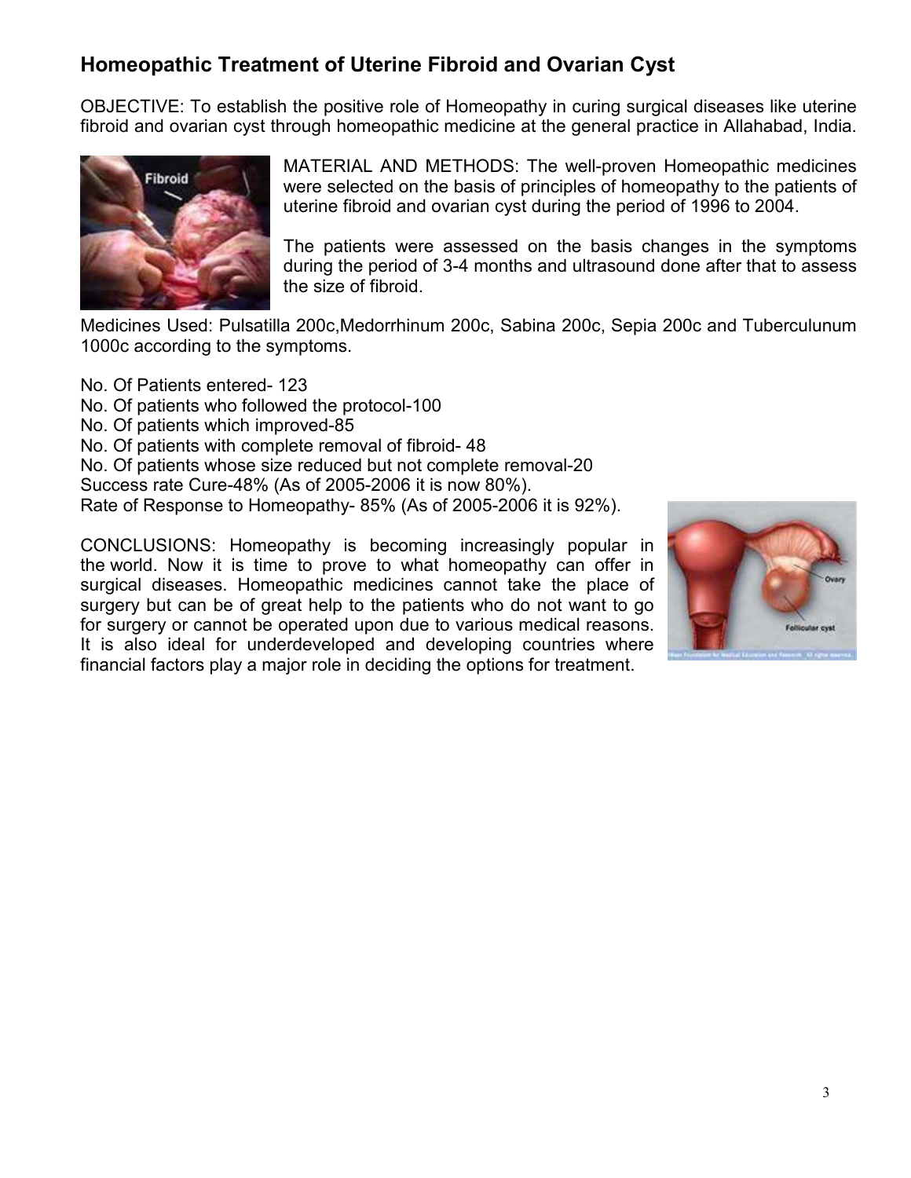## Homeopathic Treatment of Uterine Fibroid and Ovarian Cyst

OBJECTIVE: To establish the positive role of Homeopathy in curing surgical diseases like uterine fibroid and ovarian cyst through homeopathic medicine at the general practice in Allahabad, India.

MATERIAL AND METHODS: The well-proven Homeopathic medicines were selected on the basis of principles of homeopathy to the patients of uterine fibroid and ovarian cyst during the period of 1996 to 2004.

The patients were assessed on the basis changes in the symptoms during the period of 3-4 months and ultrasound done after that to assess the size of fibroid.

Medicines Used: Pulsatilla 200c,Medorrhinum 200c, Sabina 200c, Sepia 200c and Tuberculunum 1000c according to the symptoms.

No. Of Patients entered- 123
No. Of patients who followed the protocol-100
No. Of patients which improved-85
No. Of patients with complete removal of fibroid- 48
No. Of patients whose size reduced but not complete removal-20
Success rate Cure-48% (As of 2005-2006 it is now 80%).
Rate of Response to Homeopathy- 85% (As of 2005-2006 it is 92%).

CONCLUSIONS: Homeopathy is becoming increasingly popular in the world. Now it is time to prove to what homeopathy can offer in surgical diseases. Homeopathic medicines cannot take the place of surgery but can be of great help to the patients who do not want to go for surgery or cannot be operated upon due to various medical reasons. It is also ideal for underdeveloped and developing countries where financial factors play a major role in deciding the options for treatment.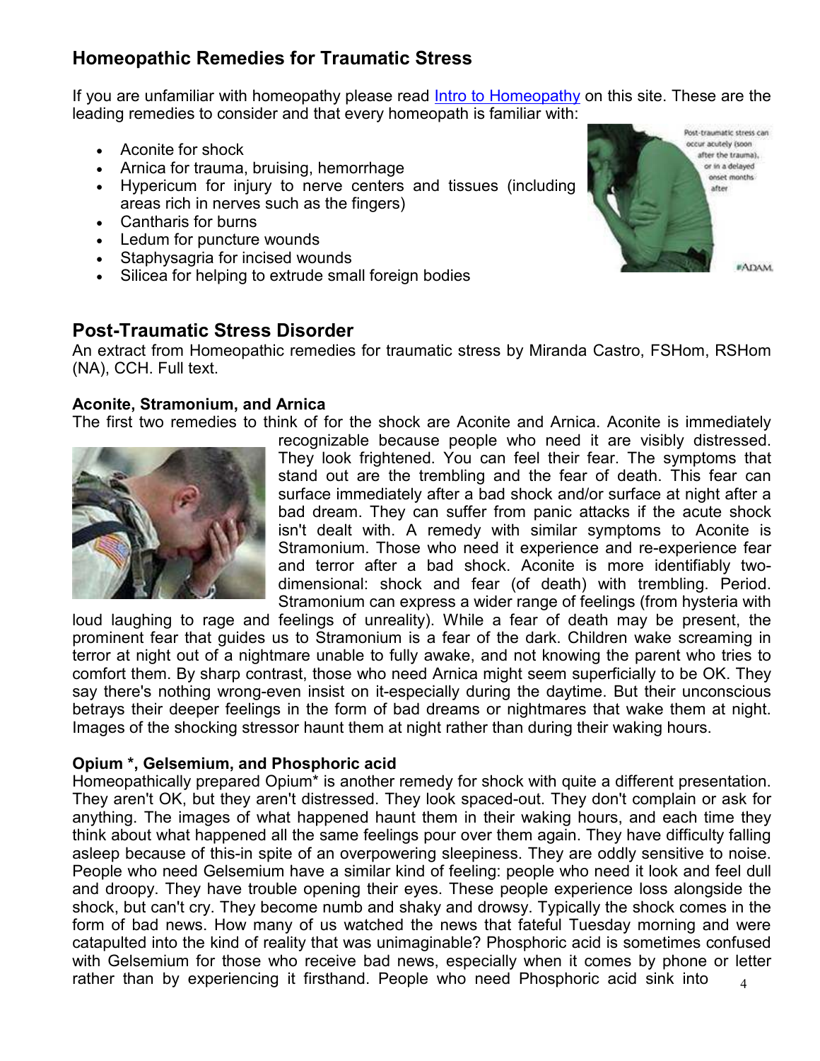## Homeopathic Remedies for Traumatic Stress

If you are unfamiliar with homeopathy please read [Intro to Homeopathy] on this site. These are the leading remedies to consider and that every homeopath is familiar with:

- Aconite for shock
- Arnica for trauma, bruising, hemorrhage
- Hypericum for injury to nerve centers and tissues (including areas rich in nerves such as the fingers)
- Cantharis for burns
- Ledum for puncture wounds
- Staphysagria for incised wounds
- Silicea for helping to extrude small foreign bodies

## Post-Traumatic Stress Disorder

An extract from Homeopathic remedies for traumatic stress by Miranda Castro, FSHom, RSHom (NA), CCH. Full text.

### Aconite, Stramonium, and Arnica

The first two remedies to think of for the shock are Aconite and Arnica. Aconite is immediately recognizable because people who need it are visibly distressed. They look frightened. You can feel their fear. The symptoms that stand out are the trembling and the fear of death. This fear can surface immediately after a bad shock and/or surface at night after a bad dream. They can suffer from panic attacks if the acute shock isn't dealt with. A remedy with similar symptoms to Aconite is Stramonium. Those who need it experience and re-experience fear and terror after a bad shock. Aconite is more identifiably two-dimensional: shock and fear (of death) with trembling. Period. Stramonium can express a wider range of feelings (from hysteria with loud laughing to rage and feelings of unreality). While a fear of death may be present, the prominent fear that guides us to Stramonium is a fear of the dark. Children wake screaming in terror at night out of a nightmare unable to fully awake, and not knowing the parent who tries to comfort them. By sharp contrast, those who need Arnica might seem superficially to be OK. They say there's nothing wrong-even insist on it-especially during the daytime. But their unconscious betrays their deeper feelings in the form of bad dreams or nightmares that wake them at night. Images of the shocking stressor haunt them at night rather than during their waking hours.

### Opium *, Gelsemium, and Phosphoric acid

Homeopathically prepared Opium* is another remedy for shock with quite a different presentation. They aren't OK, but they aren't distressed. They look spaced-out. They don't complain or ask for anything. The images of what happened haunt them in their waking hours, and each time they think about what happened all the same feelings pour over them again. They have difficulty falling asleep because of this-in spite of an overpowering sleepiness. They are oddly sensitive to noise. People who need Gelsemium have a similar kind of feeling: people who need it look and feel dull and droopy. They have trouble opening their eyes. These people experience loss alongside the shock, but can't cry. They become numb and shaky and drowsy. Typically the shock comes in the form of bad news. How many of us watched the news that fateful Tuesday morning and were catapulted into the kind of reality that was unimaginable? Phosphoric acid is sometimes confused with Gelsemium for those who receive bad news, especially when it comes by phone or letter rather than by experiencing it firsthand. People who need Phosphoric acid sink into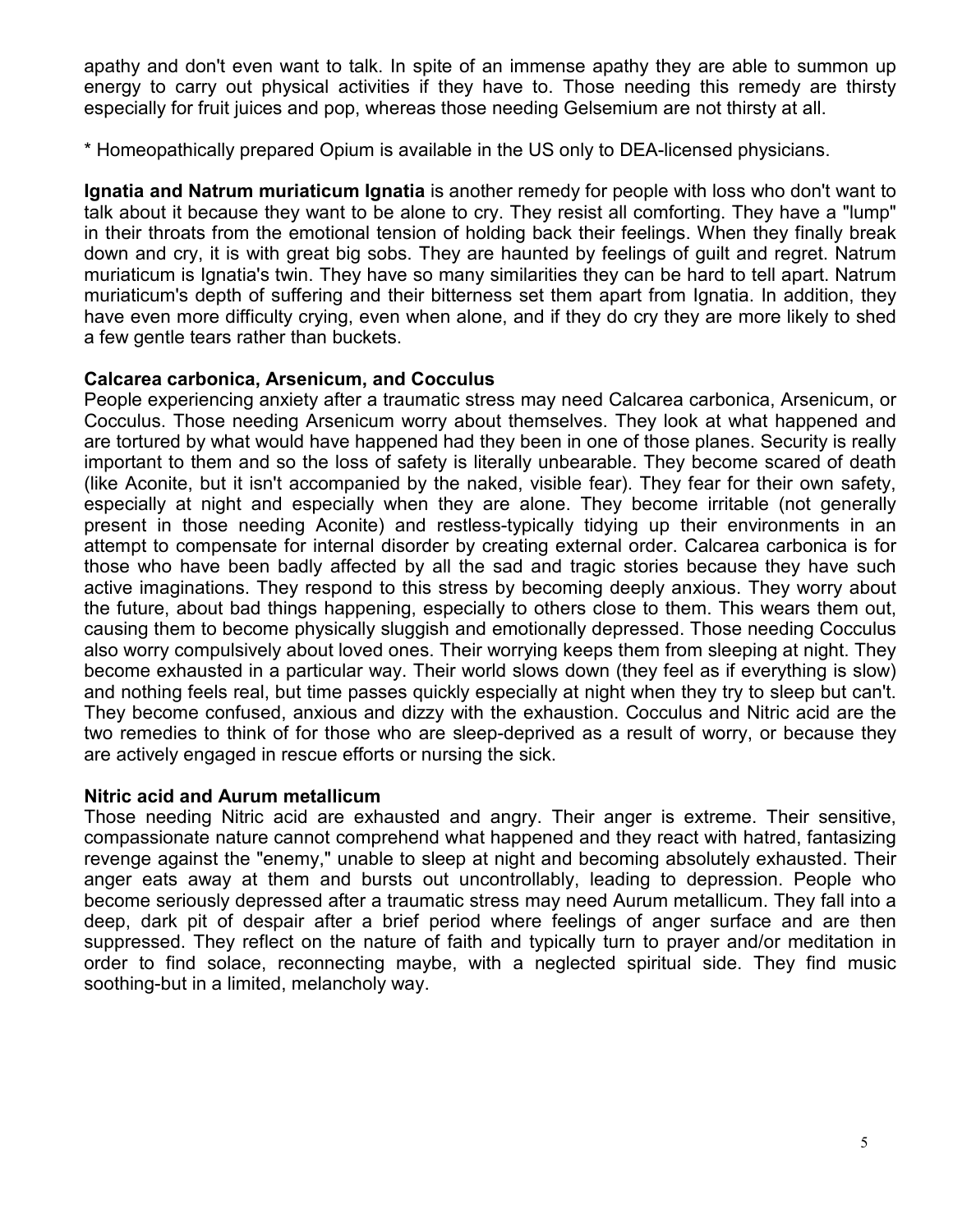apathy and don't even want to talk. In spite of an immense apathy they are able to summon up energy to carry out physical activities if they have to. Those needing this remedy are thirsty especially for fruit juices and pop, whereas those needing Gelsemium are not thirsty at all.

* Homeopathically prepared Opium is available in the US only to DEA-licensed physicians.

**Ignatia and Natrum muriaticum Ignatia** is another remedy for people with loss who don't want to talk about it because they want to be alone to cry. They resist all comforting. They have a "lump" in their throats from the emotional tension of holding back their feelings. When they finally break down and cry, it is with great big sobs. They are haunted by feelings of guilt and regret. Natrum muriaticum is Ignatia's twin. They have so many similarities they can be hard to tell apart. Natrum muriaticum's depth of suffering and their bitterness set them apart from Ignatia. In addition, they have even more difficulty crying, even when alone, and if they do cry they are more likely to shed a few gentle tears rather than buckets.

**Calcarea carbonica, Arsenicum, and Cocculus**

People experiencing anxiety after a traumatic stress may need Calcarea carbonica, Arsenicum, or Cocculus. Those needing Arsenicum worry about themselves. They look at what happened and are tortured by what would have happened had they been in one of those planes. Security is really important to them and so the loss of safety is literally unbearable. They become scared of death (like Aconite, but it isn't accompanied by the naked, visible fear). They fear for their own safety, especially at night and especially when they are alone. They become irritable (not generally present in those needing Aconite) and restless-typically tidying up their environments in an attempt to compensate for internal disorder by creating external order. Calcarea carbonica is for those who have been badly affected by all the sad and tragic stories because they have such active imaginations. They respond to this stress by becoming deeply anxious. They worry about the future, about bad things happening, especially to others close to them. This wears them out, causing them to become physically sluggish and emotionally depressed. Those needing Cocculus also worry compulsively about loved ones. Their worrying keeps them from sleeping at night. They become exhausted in a particular way. Their world slows down (they feel as if everything is slow) and nothing feels real, but time passes quickly especially at night when they try to sleep but can't. They become confused, anxious and dizzy with the exhaustion. Cocculus and Nitric acid are the two remedies to think of for those who are sleep-deprived as a result of worry, or because they are actively engaged in rescue efforts or nursing the sick.

**Nitric acid and Aurum metallicum**

Those needing Nitric acid are exhausted and angry. Their anger is extreme. Their sensitive, compassionate nature cannot comprehend what happened and they react with hatred, fantasizing revenge against the "enemy," unable to sleep at night and becoming absolutely exhausted. Their anger eats away at them and bursts out uncontrollably, leading to depression. People who become seriously depressed after a traumatic stress may need Aurum metallicum. They fall into a deep, dark pit of despair after a brief period where feelings of anger surface and are then suppressed. They reflect on the nature of faith and typically turn to prayer and/or meditation in order to find solace, reconnecting maybe, with a neglected spiritual side. They find music soothing-but in a limited, melancholy way.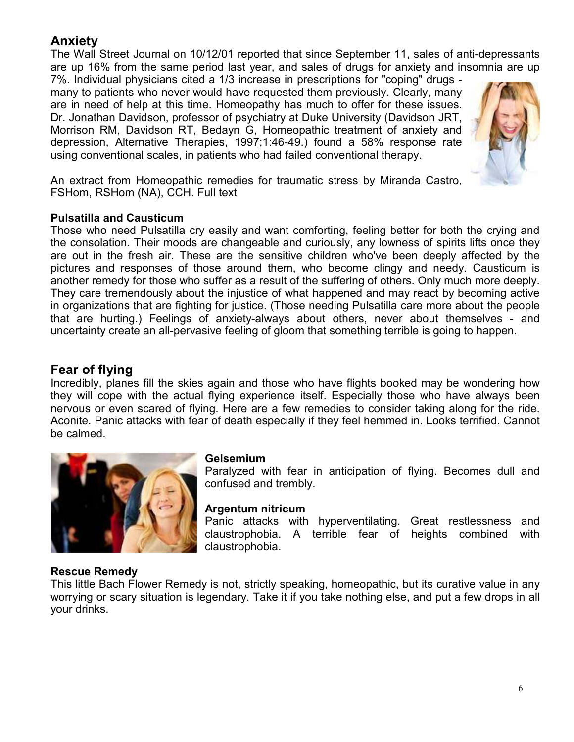## Anxiety

The Wall Street Journal on 10/12/01 reported that since September 11, sales of anti-depressants are up 16% from the same period last year, and sales of drugs for anxiety and insomnia are up 7%. Individual physicians cited a 1/3 increase in prescriptions for "coping" drugs - many to patients who never would have requested them previously. Clearly, many are in need of help at this time. Homeopathy has much to offer for these issues. Dr. Jonathan Davidson, professor of psychiatry at Duke University (Davidson JRT, Morrison RM, Davidson RT, Bedayn G, Homeopathic treatment of anxiety and depression, Alternative Therapies, 1997;1:46-49.) found a 58% response rate using conventional scales, in patients who had failed conventional therapy.

An extract from Homeopathic remedies for traumatic stress by Miranda Castro, FSHom, RSHom (NA), CCH. Full text

**Pulsatilla and Causticum**

Those who need Pulsatilla cry easily and want comforting, feeling better for both the crying and the consolation. Their moods are changeable and curiously, any lowness of spirits lifts once they are out in the fresh air. These are the sensitive children who've been deeply affected by the pictures and responses of those around them, who become clingy and needy. Causticum is another remedy for those who suffer as a result of the suffering of others. Only much more deeply. They care tremendously about the injustice of what happened and may react by becoming active in organizations that are fighting for justice. (Those needing Pulsatilla care more about the people that are hurting.) Feelings of anxiety-always about others, never about themselves - and uncertainty create an all-pervasive feeling of gloom that something terrible is going to happen.

## Fear of flying

Incredibly, planes fill the skies again and those who have flights booked may be wondering how they will cope with the actual flying experience itself. Especially those who have always been nervous or even scared of flying. Here are a few remedies to consider taking along for the ride. Aconite. Panic attacks with fear of death especially if they feel hemmed in. Looks terrified. Cannot be calmed.

**Gelsemium**

Paralyzed with fear in anticipation of flying. Becomes dull and confused and trembly.

**Argentum nitricum**

Panic attacks with hyperventilating. Great restlessness and claustrophobia. A terrible fear of heights combined with claustrophobia.

**Rescue Remedy**

This little Bach Flower Remedy is not, strictly speaking, homeopathic, but its curative value in any worrying or scary situation is legendary. Take it if you take nothing else, and put a few drops in all your drinks.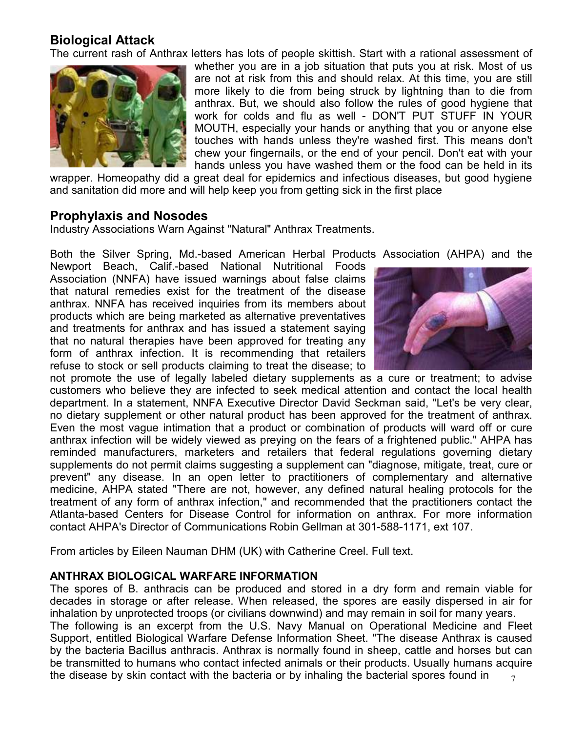## Biological Attack

The current rash of Anthrax letters has lots of people skittish. Start with a rational assessment of whether you are in a job situation that puts you at risk. Most of us are not at risk from this and should relax. At this time, you are still more likely to die from being struck by lightning than to die from anthrax. But, we should also follow the rules of good hygiene that work for colds and flu as well - DON'T PUT STUFF IN YOUR MOUTH, especially your hands or anything that you or anyone else touches with hands unless they're washed first. This means don't chew your fingernails, or the end of your pencil. Don't eat with your hands unless you have washed them or the food can be held in its wrapper. Homeopathy did a great deal for epidemics and infectious diseases, but good hygiene and sanitation did more and will help keep you from getting sick in the first place

## Prophylaxis and Nosodes

Industry Associations Warn Against "Natural" Anthrax Treatments.

Both the Silver Spring, Md.-based American Herbal Products Association (AHPA) and the Newport Beach, Calif.-based National Nutritional Foods Association (NNFA) have issued warnings about false claims that natural remedies exist for the treatment of the disease anthrax. NNFA has received inquiries from its members about products which are being marketed as alternative preventatives and treatments for anthrax and has issued a statement saying that no natural therapies have been approved for treating any form of anthrax infection. It is recommending that retailers refuse to stock or sell products claiming to treat the disease; to not promote the use of legally labeled dietary supplements as a cure or treatment; to advise customers who believe they are infected to seek medical attention and contact the local health department. In a statement, NNFA Executive Director David Seckman said, "Let's be very clear, no dietary supplement or other natural product has been approved for the treatment of anthrax. Even the most vague intimation that a product or combination of products will ward off or cure anthrax infection will be widely viewed as preying on the fears of a frightened public." AHPA has reminded manufacturers, marketers and retailers that federal regulations governing dietary supplements do not permit claims suggesting a supplement can "diagnose, mitigate, treat, cure or prevent" any disease. In an open letter to practitioners of complementary and alternative medicine, AHPA stated "There are not, however, any defined natural healing protocols for the treatment of any form of anthrax infection," and recommended that the practitioners contact the Atlanta-based Centers for Disease Control for information on anthrax. For more information contact AHPA's Director of Communications Robin Gellman at 301-588-1171, ext 107.

From articles by Eileen Nauman DHM (UK) with Catherine Creel. Full text.

**ANTHRAX BIOLOGICAL WARFARE INFORMATION**

The spores of B. anthracis can be produced and stored in a dry form and remain viable for decades in storage or after release. When released, the spores are easily dispersed in air for inhalation by unprotected troops (or civilians downwind) and may remain in soil for many years.

The following is an excerpt from the U.S. Navy Manual on Operational Medicine and Fleet Support, entitled Biological Warfare Defense Information Sheet. "The disease Anthrax is caused by the bacteria Bacillus anthracis. Anthrax is normally found in sheep, cattle and horses but can be transmitted to humans who contact infected animals or their products. Usually humans acquire the disease by skin contact with the bacteria or by inhaling the bacterial spores found in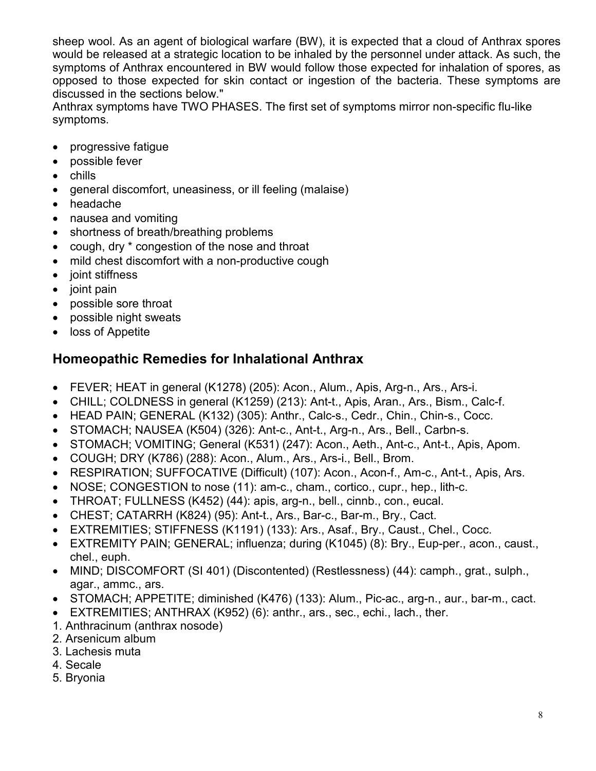sheep wool. As an agent of biological warfare (BW), it is expected that a cloud of Anthrax spores would be released at a strategic location to be inhaled by the personnel under attack. As such, the symptoms of Anthrax encountered in BW would follow those expected for inhalation of spores, as opposed to those expected for skin contact or ingestion of the bacteria. These symptoms are discussed in the sections below."

Anthrax symptoms have TWO PHASES. The first set of symptoms mirror non-specific flu-like symptoms.

- progressive fatigue
- possible fever
- chills
- general discomfort, uneasiness, or ill feeling (malaise)
- headache
- nausea and vomiting
- shortness of breath/breathing problems
- cough, dry * congestion of the nose and throat
- mild chest discomfort with a non-productive cough
- joint stiffness
- joint pain
- possible sore throat
- possible night sweats
- loss of Appetite

## Homeopathic Remedies for Inhalational Anthrax

- FEVER; HEAT in general (K1278) (205): Acon., Alum., Apis, Arg-n., Ars., Ars-i.
- CHILL; COLDNESS in general (K1259) (213): Ant-t., Apis, Aran., Ars., Bism., Calc-f.
- HEAD PAIN; GENERAL (K132) (305): Anthr., Calc-s., Cedr., Chin., Chin-s., Cocc.
- STOMACH; NAUSEA (K504) (326): Ant-c., Ant-t., Arg-n., Ars., Bell., Carbn-s.
- STOMACH; VOMITING; General (K531) (247): Acon., Aeth., Ant-c., Ant-t., Apis, Apom.
- COUGH; DRY (K786) (288): Acon., Alum., Ars., Ars-i., Bell., Brom.
- RESPIRATION; SUFFOCATIVE (Difficult) (107): Acon., Acon-f., Am-c., Ant-t., Apis, Ars.
- NOSE; CONGESTION to nose (11): am-c., cham., cortico., cupr., hep., lith-c.
- THROAT; FULLNESS (K452) (44): apis, arg-n., bell., cinnb., con., eucal.
- CHEST; CATARRH (K824) (95): Ant-t., Ars., Bar-c., Bar-m., Bry., Cact.
- EXTREMITIES; STIFFNESS (K1191) (133): Ars., Asaf., Bry., Caust., Chel., Cocc.
- EXTREMITY PAIN; GENERAL; influenza; during (K1045) (8): Bry., Eup-per., acon., caust., chel., euph.
- MIND; DISCOMFORT (SI 401) (Discontented) (Restlessness) (44): camph., grat., sulph., agar., ammc., ars.
- STOMACH; APPETITE; diminished (K476) (133): Alum., Pic-ac., arg-n., aur., bar-m., cact.
- EXTREMITIES; ANTHRAX (K952) (6): anthr., ars., sec., echi., lach., ther.

1. Anthracinum (anthrax nosode)
2. Arsenicum album
3. Lachesis muta
4. Secale
5. Bryonia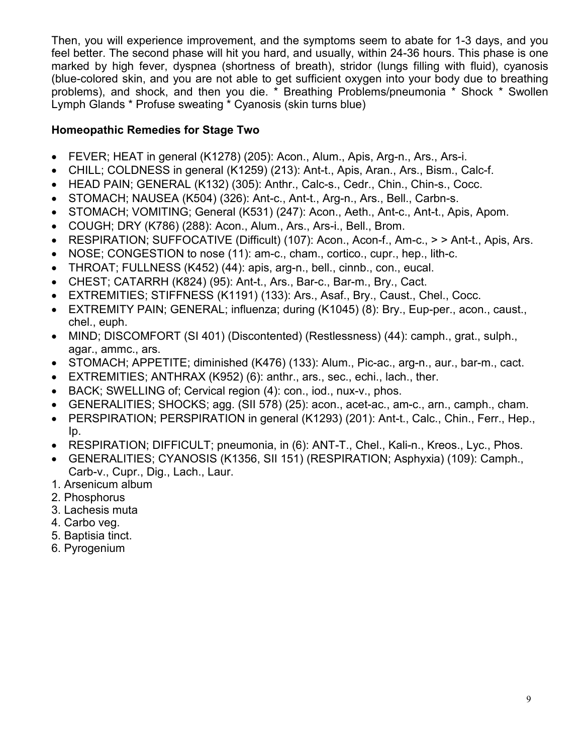Then, you will experience improvement, and the symptoms seem to abate for 1-3 days, and you feel better. The second phase will hit you hard, and usually, within 24-36 hours. This phase is one marked by high fever, dyspnea (shortness of breath), stridor (lungs filling with fluid), cyanosis (blue-colored skin, and you are not able to get sufficient oxygen into your body due to breathing problems), and shock, and then you die. * Breathing Problems/pneumonia * Shock * Swollen Lymph Glands * Profuse sweating * Cyanosis (skin turns blue)

**Homeopathic Remedies for Stage Two**

- FEVER; HEAT in general (K1278) (205): Acon., Alum., Apis, Arg-n., Ars., Ars-i.
- CHILL; COLDNESS in general (K1259) (213): Ant-t., Apis, Aran., Ars., Bism., Calc-f.
- HEAD PAIN; GENERAL (K132) (305): Anthr., Calc-s., Cedr., Chin., Chin-s., Cocc.
- STOMACH; NAUSEA (K504) (326): Ant-c., Ant-t., Arg-n., Ars., Bell., Carbn-s.
- STOMACH; VOMITING; General (K531) (247): Acon., Aeth., Ant-c., Ant-t., Apis, Apom.
- COUGH; DRY (K786) (288): Acon., Alum., Ars., Ars-i., Bell., Brom.
- RESPIRATION; SUFFOCATIVE (Difficult) (107): Acon., Acon-f., Am-c., > > Ant-t., Apis, Ars.
- NOSE; CONGESTION to nose (11): am-c., cham., cortico., cupr., hep., lith-c.
- THROAT; FULLNESS (K452) (44): apis, arg-n., bell., cinnb., con., eucal.
- CHEST; CATARRH (K824) (95): Ant-t., Ars., Bar-c., Bar-m., Bry., Cact.
- EXTREMITIES; STIFFNESS (K1191) (133): Ars., Asaf., Bry., Caust., Chel., Cocc.
- EXTREMITY PAIN; GENERAL; influenza; during (K1045) (8): Bry., Eup-per., acon., caust., chel., euph.
- MIND; DISCOMFORT (SI 401) (Discontented) (Restlessness) (44): camph., grat., sulph., agar., ammc., ars.
- STOMACH; APPETITE; diminished (K476) (133): Alum., Pic-ac., arg-n., aur., bar-m., cact.
- EXTREMITIES; ANTHRAX (K952) (6): anthr., ars., sec., echi., lach., ther.
- BACK; SWELLING of; Cervical region (4): con., iod., nux-v., phos.
- GENERALITIES; SHOCKS; agg. (SII 578) (25): acon., acet-ac., am-c., arn., camph., cham.
- PERSPIRATION; PERSPIRATION in general (K1293) (201): Ant-t., Calc., Chin., Ferr., Hep., Ip.
- RESPIRATION; DIFFICULT; pneumonia, in (6): ANT-T., Chel., Kali-n., Kreos., Lyc., Phos.
- GENERALITIES; CYANOSIS (K1356, SII 151) (RESPIRATION; Asphyxia) (109): Camph., Carb-v., Cupr., Dig., Lach., Laur.

1. Arsenicum album
2. Phosphorus
3. Lachesis muta
4. Carbo veg.
5. Baptisia tinct.
6. Pyrogenium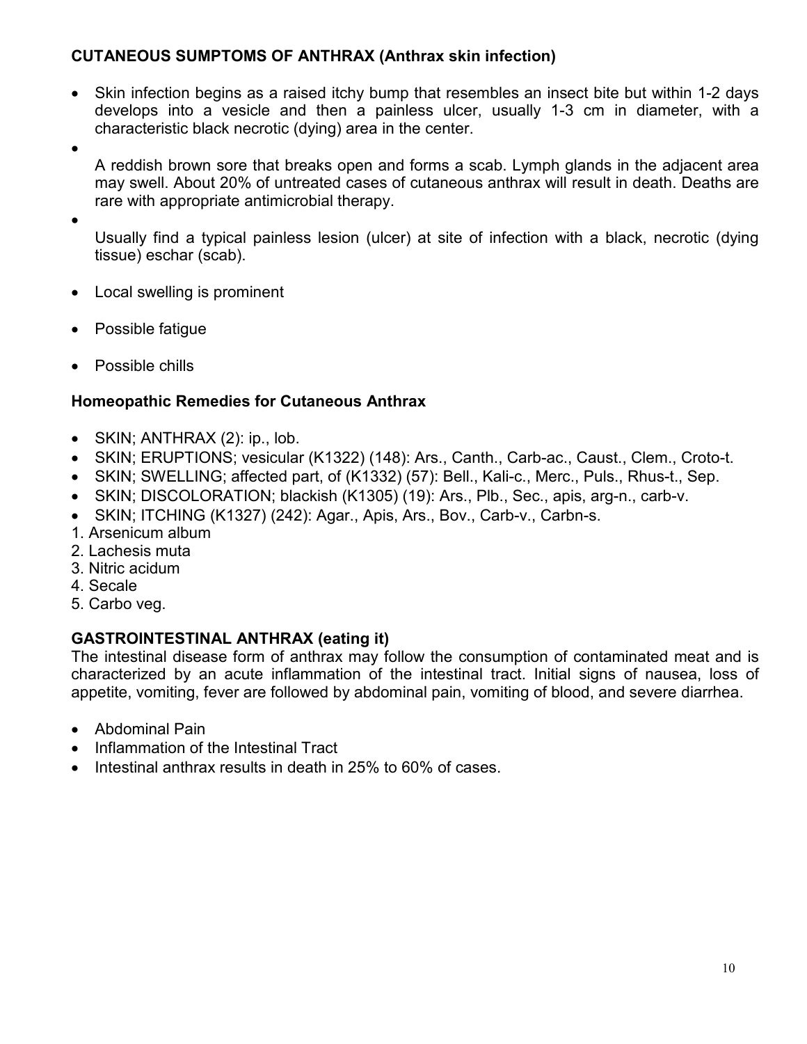**CUTANEOUS SUMPTOMS OF ANTHRAX (Anthrax skin infection)**

- Skin infection begins as a raised itchy bump that resembles an insect bite but within 1-2 days develops into a vesicle and then a painless ulcer, usually 1-3 cm in diameter, with a characteristic black necrotic (dying) area in the center.
- A reddish brown sore that breaks open and forms a scab. Lymph glands in the adjacent area may swell. About 20% of untreated cases of cutaneous anthrax will result in death. Deaths are rare with appropriate antimicrobial therapy.
- Usually find a typical painless lesion (ulcer) at site of infection with a black, necrotic (dying tissue) eschar (scab).
- Local swelling is prominent
- Possible fatigue
- Possible chills

**Homeopathic Remedies for Cutaneous Anthrax**

- SKIN; ANTHRAX (2): ip., lob.
- SKIN; ERUPTIONS; vesicular (K1322) (148): Ars., Canth., Carb-ac., Caust., Clem., Croto-t.
- SKIN; SWELLING; affected part, of (K1332) (57): Bell., Kali-c., Merc., Puls., Rhus-t., Sep.
- SKIN; DISCOLORATION; blackish (K1305) (19): Ars., Plb., Sec., apis, arg-n., carb-v.
- SKIN; ITCHING (K1327) (242): Agar., Apis, Ars., Bov., Carb-v., Carbn-s.

1. Arsenicum album
2. Lachesis muta
3. Nitric acidum
4. Secale
5. Carbo veg.

**GASTROINTESTINAL ANTHRAX (eating it)**

The intestinal disease form of anthrax may follow the consumption of contaminated meat and is characterized by an acute inflammation of the intestinal tract. Initial signs of nausea, loss of appetite, vomiting, fever are followed by abdominal pain, vomiting of blood, and severe diarrhea.

- Abdominal Pain
- Inflammation of the Intestinal Tract
- Intestinal anthrax results in death in 25% to 60% of cases.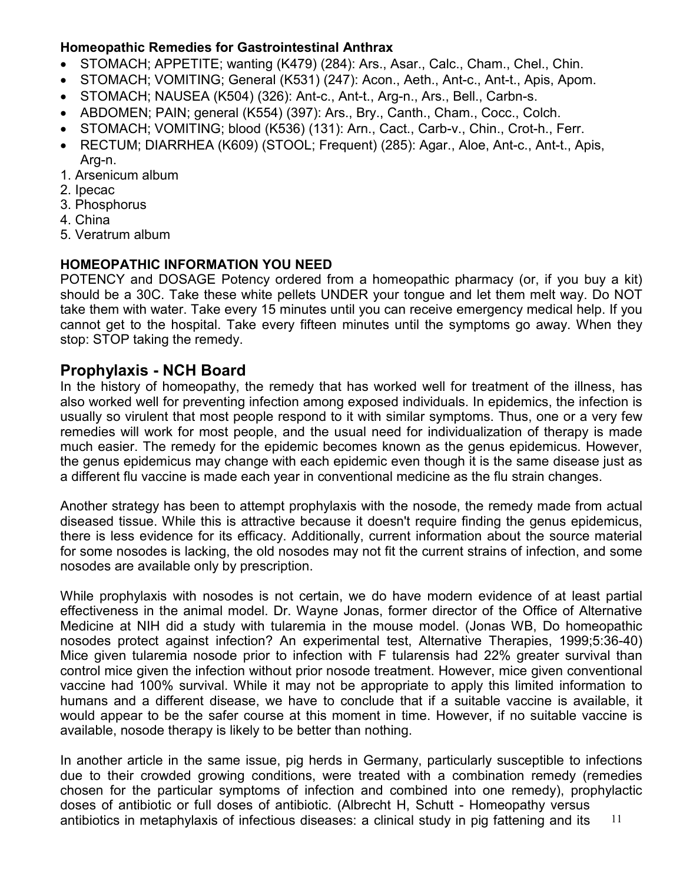**Homeopathic Remedies for Gastrointestinal Anthrax**

- STOMACH; APPETITE; wanting (K479) (284): Ars., Asar., Calc., Cham., Chel., Chin.
- STOMACH; VOMITING; General (K531) (247): Acon., Aeth., Ant-c., Ant-t., Apis, Apom.
- STOMACH; NAUSEA (K504) (326): Ant-c., Ant-t., Arg-n., Ars., Bell., Carbn-s.
- ABDOMEN; PAIN; general (K554) (397): Ars., Bry., Canth., Cham., Cocc., Colch.
- STOMACH; VOMITING; blood (K536) (131): Arn., Cact., Carb-v., Chin., Crot-h., Ferr.
- RECTUM; DIARRHEA (K609) (STOOL; Frequent) (285): Agar., Aloe, Ant-c., Ant-t., Apis, Arg-n.

1. Arsenicum album
2. Ipecac
3. Phosphorus
4. China
5. Veratrum album

**HOMEOPATHIC INFORMATION YOU NEED**

POTENCY and DOSAGE Potency ordered from a homeopathic pharmacy (or, if you buy a kit) should be a 30C. Take these white pellets UNDER your tongue and let them melt way. Do NOT take them with water. Take every 15 minutes until you can receive emergency medical help. If you cannot get to the hospital. Take every fifteen minutes until the symptoms go away. When they stop: STOP taking the remedy.

## Prophylaxis - NCH Board

In the history of homeopathy, the remedy that has worked well for treatment of the illness, has also worked well for preventing infection among exposed individuals. In epidemics, the infection is usually so virulent that most people respond to it with similar symptoms. Thus, one or a very few remedies will work for most people, and the usual need for individualization of therapy is made much easier. The remedy for the epidemic becomes known as the genus epidemicus. However, the genus epidemicus may change with each epidemic even though it is the same disease just as a different flu vaccine is made each year in conventional medicine as the flu strain changes.

Another strategy has been to attempt prophylaxis with the nosode, the remedy made from actual diseased tissue. While this is attractive because it doesn't require finding the genus epidemicus, there is less evidence for its efficacy. Additionally, current information about the source material for some nosodes is lacking, the old nosodes may not fit the current strains of infection, and some nosodes are available only by prescription.

While prophylaxis with nosodes is not certain, we do have modern evidence of at least partial effectiveness in the animal model. Dr. Wayne Jonas, former director of the Office of Alternative Medicine at NIH did a study with tularemia in the mouse model. (Jonas WB, Do homeopathic nosodes protect against infection? An experimental test, Alternative Therapies, 1999;5:36-40) Mice given tularemia nosode prior to infection with F tularensis had 22% greater survival than control mice given the infection without prior nosode treatment. However, mice given conventional vaccine had 100% survival. While it may not be appropriate to apply this limited information to humans and a different disease, we have to conclude that if a suitable vaccine is available, it would appear to be the safer course at this moment in time. However, if no suitable vaccine is available, nosode therapy is likely to be better than nothing.

In another article in the same issue, pig herds in Germany, particularly susceptible to infections due to their crowded growing conditions, were treated with a combination remedy (remedies chosen for the particular symptoms of infection and combined into one remedy), prophylactic doses of antibiotic or full doses of antibiotic. (Albrecht H, Schutt - Homeopathy versus antibiotics in metaphylaxis of infectious diseases: a clinical study in pig fattening and its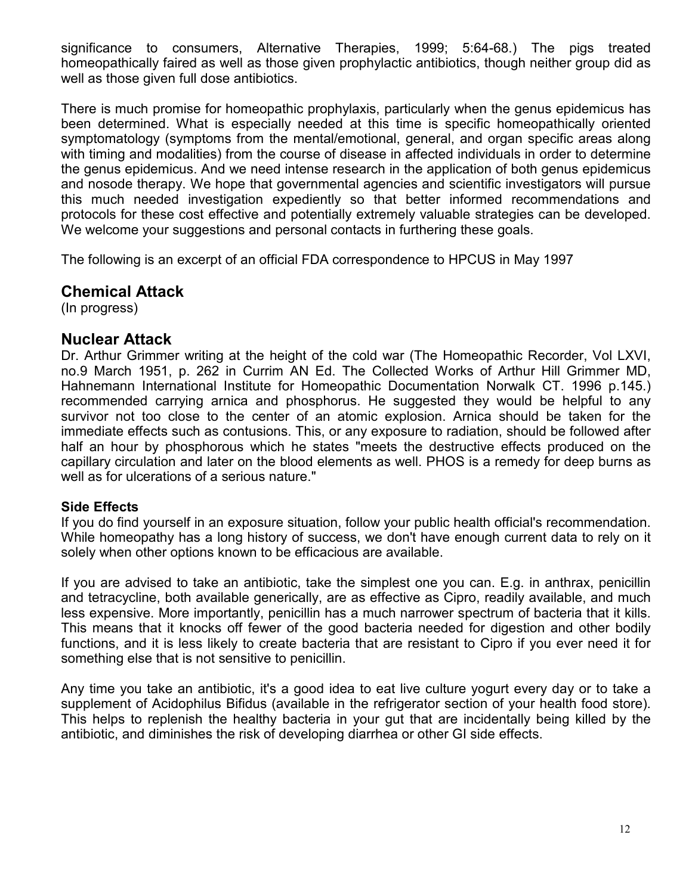significance to consumers, Alternative Therapies, 1999; 5:64-68.) The pigs treated homeopathically faired as well as those given prophylactic antibiotics, though neither group did as well as those given full dose antibiotics.

There is much promise for homeopathic prophylaxis, particularly when the genus epidemicus has been determined. What is especially needed at this time is specific homeopathically oriented symptomatology (symptoms from the mental/emotional, general, and organ specific areas along with timing and modalities) from the course of disease in affected individuals in order to determine the genus epidemicus. And we need intense research in the application of both genus epidemicus and nosode therapy. We hope that governmental agencies and scientific investigators will pursue this much needed investigation expediently so that better informed recommendations and protocols for these cost effective and potentially extremely valuable strategies can be developed. We welcome your suggestions and personal contacts in furthering these goals.

The following is an excerpt of an official FDA correspondence to HPCUS in May 1997

## Chemical Attack

(In progress)

## Nuclear Attack

Dr. Arthur Grimmer writing at the height of the cold war (The Homeopathic Recorder, Vol LXVI, no.9 March 1951, p. 262 in Currim AN Ed. The Collected Works of Arthur Hill Grimmer MD, Hahnemann International Institute for Homeopathic Documentation Norwalk CT. 1996 p.145.) recommended carrying arnica and phosphorus. He suggested they would be helpful to any survivor not too close to the center of an atomic explosion. Arnica should be taken for the immediate effects such as contusions. This, or any exposure to radiation, should be followed after half an hour by phosphorous which he states "meets the destructive effects produced on the capillary circulation and later on the blood elements as well. PHOS is a remedy for deep burns as well as for ulcerations of a serious nature."

### Side Effects

If you do find yourself in an exposure situation, follow your public health official's recommendation. While homeopathy has a long history of success, we don't have enough current data to rely on it solely when other options known to be efficacious are available.

If you are advised to take an antibiotic, take the simplest one you can. E.g. in anthrax, penicillin and tetracycline, both available generically, are as effective as Cipro, readily available, and much less expensive. More importantly, penicillin has a much narrower spectrum of bacteria that it kills. This means that it knocks off fewer of the good bacteria needed for digestion and other bodily functions, and it is less likely to create bacteria that are resistant to Cipro if you ever need it for something else that is not sensitive to penicillin.

Any time you take an antibiotic, it's a good idea to eat live culture yogurt every day or to take a supplement of Acidophilus Bifidus (available in the refrigerator section of your health food store). This helps to replenish the healthy bacteria in your gut that are incidentally being killed by the antibiotic, and diminishes the risk of developing diarrhea or other GI side effects.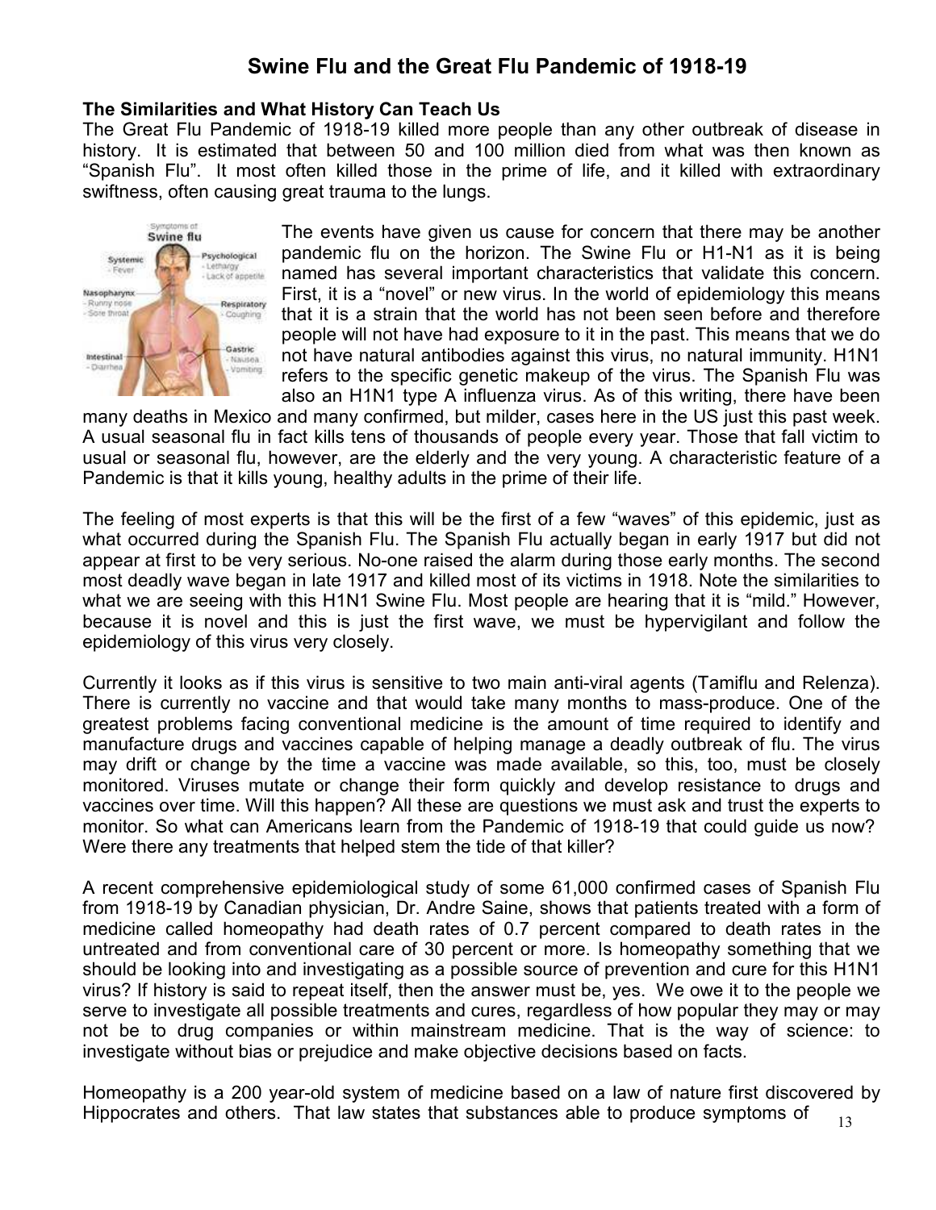# Swine Flu and the Great Flu Pandemic of 1918-19

**The Similarities and What History Can Teach Us**

The Great Flu Pandemic of 1918-19 killed more people than any other outbreak of disease in history. It is estimated that between 50 and 100 million died from what was then known as "Spanish Flu". It most often killed those in the prime of life, and it killed with extraordinary swiftness, often causing great trauma to the lungs.

The events have given us cause for concern that there may be another pandemic flu on the horizon. The Swine Flu or H1-N1 as it is being named has several important characteristics that validate this concern. First, it is a "novel" or new virus. In the world of epidemiology this means that it is a strain that the world has not been seen before and therefore people will not have had exposure to it in the past. This means that we do not have natural antibodies against this virus, no natural immunity. H1N1 refers to the specific genetic makeup of the virus. The Spanish Flu was also an H1N1 type A influenza virus. As of this writing, there have been many deaths in Mexico and many confirmed, but milder, cases here in the US just this past week. A usual seasonal flu in fact kills tens of thousands of people every year. Those that fall victim to usual or seasonal flu, however, are the elderly and the very young. A characteristic feature of a Pandemic is that it kills young, healthy adults in the prime of their life.

The feeling of most experts is that this will be the first of a few "waves" of this epidemic, just as what occurred during the Spanish Flu. The Spanish Flu actually began in early 1917 but did not appear at first to be very serious. No-one raised the alarm during those early months. The second most deadly wave began in late 1917 and killed most of its victims in 1918. Note the similarities to what we are seeing with this H1N1 Swine Flu. Most people are hearing that it is "mild." However, because it is novel and this is just the first wave, we must be hypervigilant and follow the epidemiology of this virus very closely.

Currently it looks as if this virus is sensitive to two main anti-viral agents (Tamiflu and Relenza). There is currently no vaccine and that would take many months to mass-produce. One of the greatest problems facing conventional medicine is the amount of time required to identify and manufacture drugs and vaccines capable of helping manage a deadly outbreak of flu. The virus may drift or change by the time a vaccine was made available, so this, too, must be closely monitored. Viruses mutate or change their form quickly and develop resistance to drugs and vaccines over time. Will this happen? All these are questions we must ask and trust the experts to monitor. So what can Americans learn from the Pandemic of 1918-19 that could guide us now? Were there any treatments that helped stem the tide of that killer?

A recent comprehensive epidemiological study of some 61,000 confirmed cases of Spanish Flu from 1918-19 by Canadian physician, Dr. Andre Saine, shows that patients treated with a form of medicine called homeopathy had death rates of 0.7 percent compared to death rates in the untreated and from conventional care of 30 percent or more. Is homeopathy something that we should be looking into and investigating as a possible source of prevention and cure for this H1N1 virus? If history is said to repeat itself, then the answer must be, yes. We owe it to the people we serve to investigate all possible treatments and cures, regardless of how popular they may or may not be to drug companies or within mainstream medicine. That is the way of science: to investigate without bias or prejudice and make objective decisions based on facts.

Homeopathy is a 200 year-old system of medicine based on a law of nature first discovered by Hippocrates and others. That law states that substances able to produce symptoms of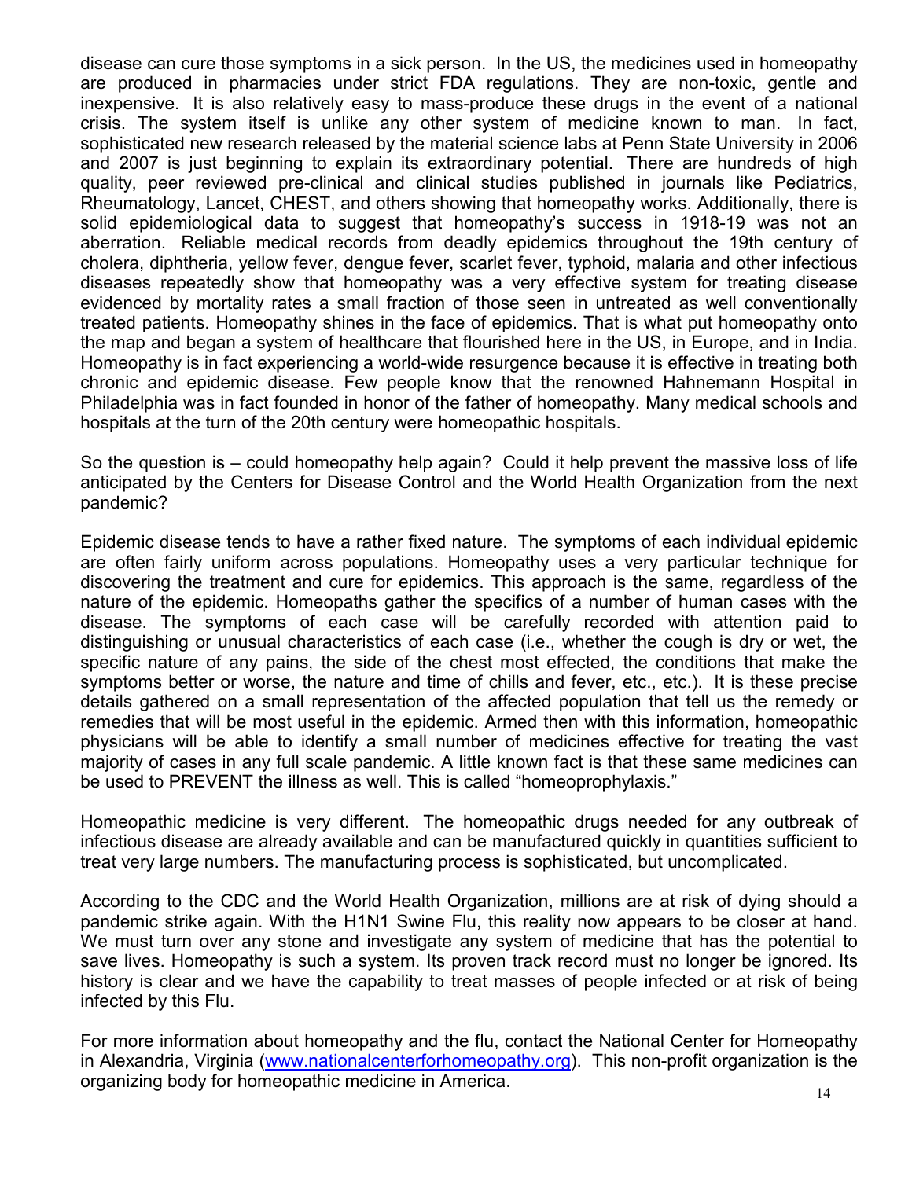disease can cure those symptoms in a sick person. In the US, the medicines used in homeopathy are produced in pharmacies under strict FDA regulations. They are non-toxic, gentle and inexpensive. It is also relatively easy to mass-produce these drugs in the event of a national crisis. The system itself is unlike any other system of medicine known to man. In fact, sophisticated new research released by the material science labs at Penn State University in 2006 and 2007 is just beginning to explain its extraordinary potential. There are hundreds of high quality, peer reviewed pre-clinical and clinical studies published in journals like Pediatrics, Rheumatology, Lancet, CHEST, and others showing that homeopathy works. Additionally, there is solid epidemiological data to suggest that homeopathy's success in 1918-19 was not an aberration. Reliable medical records from deadly epidemics throughout the 19th century of cholera, diphtheria, yellow fever, dengue fever, scarlet fever, typhoid, malaria and other infectious diseases repeatedly show that homeopathy was a very effective system for treating disease evidenced by mortality rates a small fraction of those seen in untreated as well conventionally treated patients. Homeopathy shines in the face of epidemics. That is what put homeopathy onto the map and began a system of healthcare that flourished here in the US, in Europe, and in India. Homeopathy is in fact experiencing a world-wide resurgence because it is effective in treating both chronic and epidemic disease. Few people know that the renowned Hahnemann Hospital in Philadelphia was in fact founded in honor of the father of homeopathy. Many medical schools and hospitals at the turn of the 20th century were homeopathic hospitals.

So the question is – could homeopathy help again? Could it help prevent the massive loss of life anticipated by the Centers for Disease Control and the World Health Organization from the next pandemic?

Epidemic disease tends to have a rather fixed nature. The symptoms of each individual epidemic are often fairly uniform across populations. Homeopathy uses a very particular technique for discovering the treatment and cure for epidemics. This approach is the same, regardless of the nature of the epidemic. Homeopaths gather the specifics of a number of human cases with the disease. The symptoms of each case will be carefully recorded with attention paid to distinguishing or unusual characteristics of each case (i.e., whether the cough is dry or wet, the specific nature of any pains, the side of the chest most effected, the conditions that make the symptoms better or worse, the nature and time of chills and fever, etc., etc.). It is these precise details gathered on a small representation of the affected population that tell us the remedy or remedies that will be most useful in the epidemic. Armed then with this information, homeopathic physicians will be able to identify a small number of medicines effective for treating the vast majority of cases in any full scale pandemic. A little known fact is that these same medicines can be used to PREVENT the illness as well. This is called "homeoprophylaxis."

Homeopathic medicine is very different. The homeopathic drugs needed for any outbreak of infectious disease are already available and can be manufactured quickly in quantities sufficient to treat very large numbers. The manufacturing process is sophisticated, but uncomplicated.

According to the CDC and the World Health Organization, millions are at risk of dying should a pandemic strike again. With the H1N1 Swine Flu, this reality now appears to be closer at hand. We must turn over any stone and investigate any system of medicine that has the potential to save lives. Homeopathy is such a system. Its proven track record must no longer be ignored. Its history is clear and we have the capability to treat masses of people infected or at risk of being infected by this Flu.

For more information about homeopathy and the flu, contact the National Center for Homeopathy in Alexandria, Virginia (www.nationalcenterforhomeopathy.org). This non-profit organization is the organizing body for homeopathic medicine in America.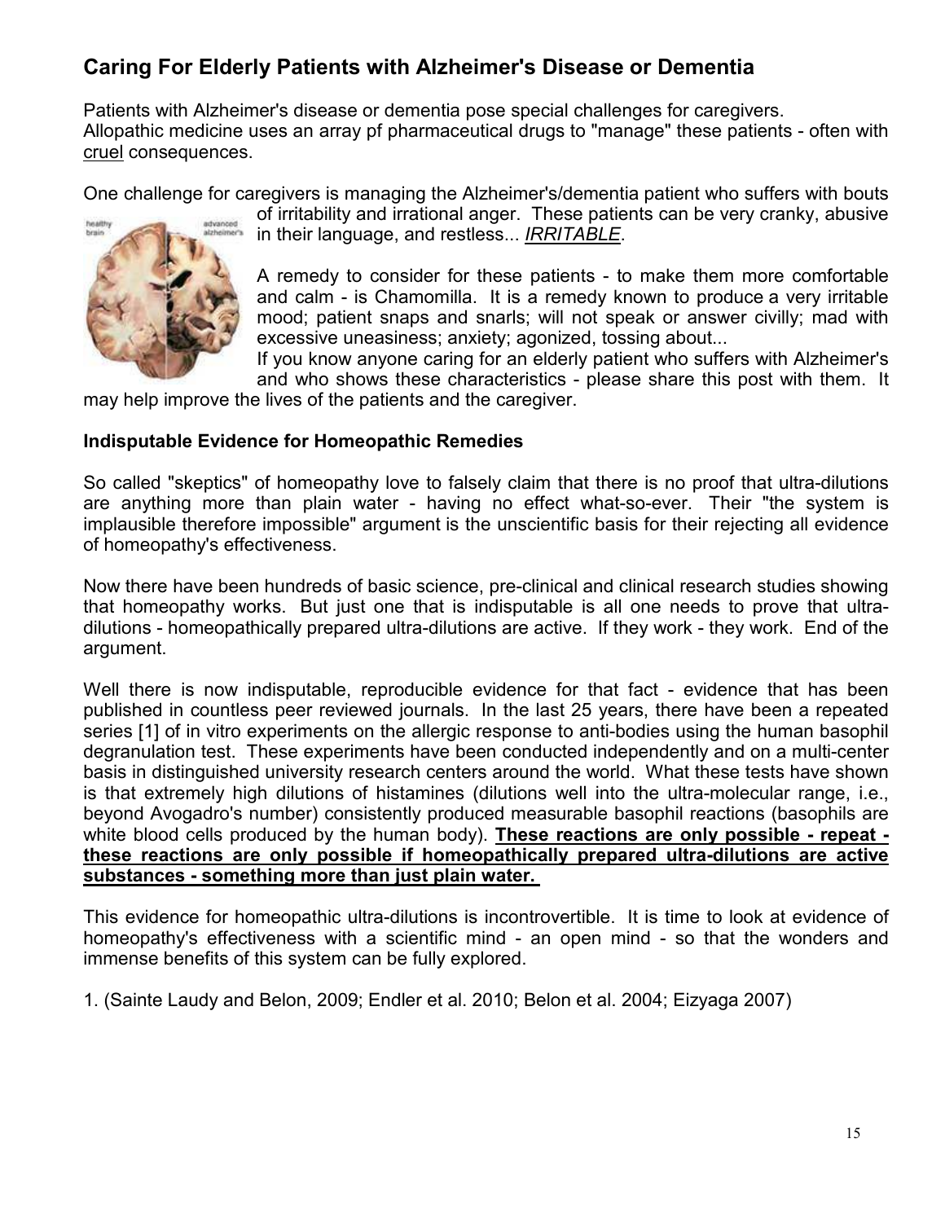## Caring For Elderly Patients with Alzheimer's Disease or Dementia

Patients with Alzheimer's disease or dementia pose special challenges for caregivers.
Allopathic medicine uses an array pf pharmaceutical drugs to "manage" these patients - often with cruel consequences.

One challenge for caregivers is managing the Alzheimer's/dementia patient who suffers with bouts of irritability and irrational anger. These patients can be very cranky, abusive in their language, and restless... *IRRITABLE*.

A remedy to consider for these patients - to make them more comfortable and calm - is Chamomilla. It is a remedy known to produce a very irritable mood; patient snaps and snarls; will not speak or answer civilly; mad with excessive uneasiness; anxiety; agonized, tossing about...

If you know anyone caring for an elderly patient who suffers with Alzheimer's and who shows these characteristics - please share this post with them. It may help improve the lives of the patients and the caregiver.

### Indisputable Evidence for Homeopathic Remedies

So called "skeptics" of homeopathy love to falsely claim that there is no proof that ultra-dilutions are anything more than plain water - having no effect what-so-ever. Their "the system is implausible therefore impossible" argument is the unscientific basis for their rejecting all evidence of homeopathy's effectiveness.

Now there have been hundreds of basic science, pre-clinical and clinical research studies showing that homeopathy works. But just one that is indisputable is all one needs to prove that ultra-dilutions - homeopathically prepared ultra-dilutions are active. If they work - they work. End of the argument.

Well there is now indisputable, reproducible evidence for that fact - evidence that has been published in countless peer reviewed journals. In the last 25 years, there have been a repeated series [1] of in vitro experiments on the allergic response to anti-bodies using the human basophil degranulation test. These experiments have been conducted independently and on a multi-center basis in distinguished university research centers around the world. What these tests have shown is that extremely high dilutions of histamines (dilutions well into the ultra-molecular range, i.e., beyond Avogadro's number) consistently produced measurable basophil reactions (basophils are white blood cells produced by the human body). **These reactions are only possible - repeat - these reactions are only possible if homeopathically prepared ultra-dilutions are active substances - something more than just plain water.**

This evidence for homeopathic ultra-dilutions is incontrovertible. It is time to look at evidence of homeopathy's effectiveness with a scientific mind - an open mind - so that the wonders and immense benefits of this system can be fully explored.

1. (Sainte Laudy and Belon, 2009; Endler et al. 2010; Belon et al. 2004; Eizyaga 2007)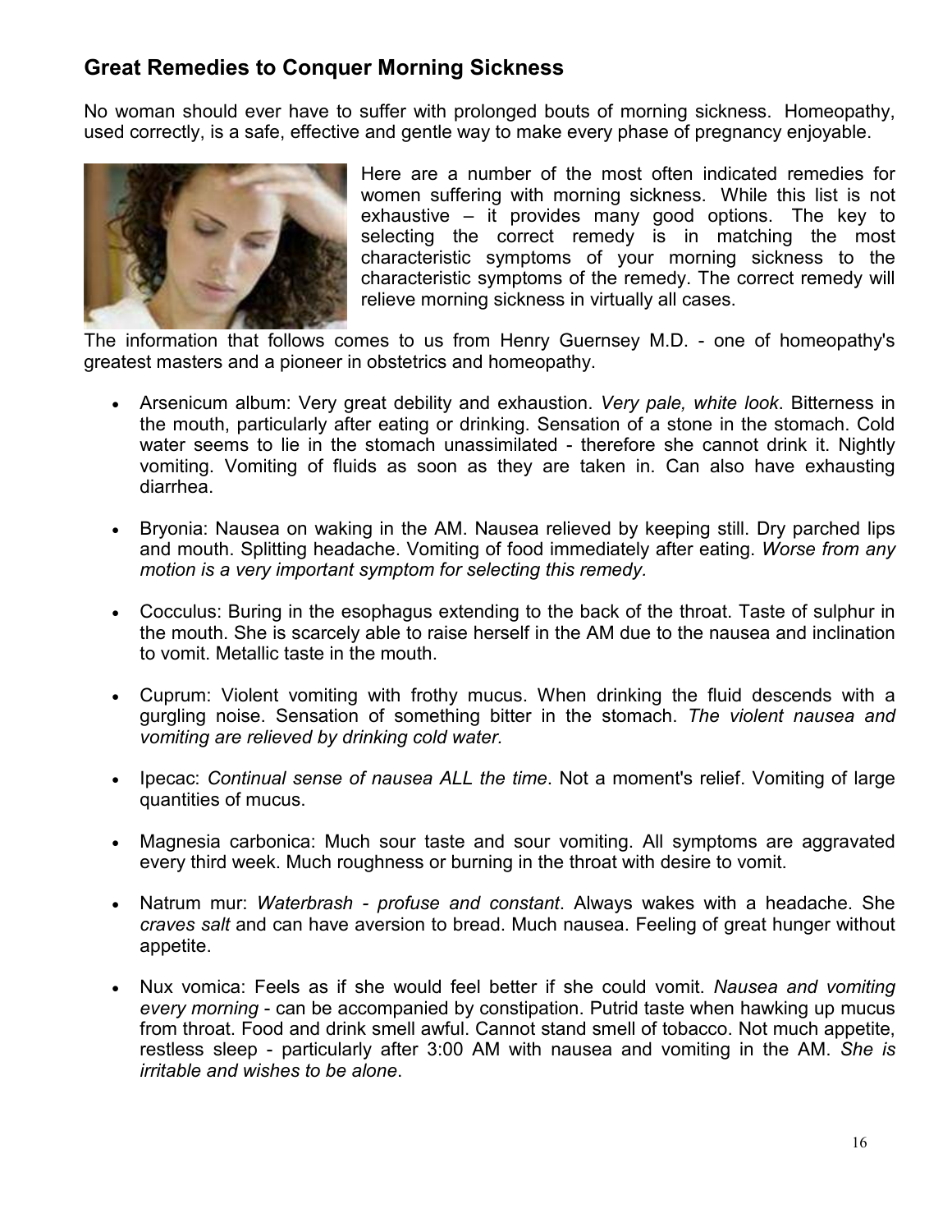## Great Remedies to Conquer Morning Sickness

No woman should ever have to suffer with prolonged bouts of morning sickness. Homeopathy, used correctly, is a safe, effective and gentle way to make every phase of pregnancy enjoyable.

Here are a number of the most often indicated remedies for women suffering with morning sickness. While this list is not exhaustive – it provides many good options. The key to selecting the correct remedy is in matching the most characteristic symptoms of your morning sickness to the characteristic symptoms of the remedy. The correct remedy will relieve morning sickness in virtually all cases.

The information that follows comes to us from Henry Guernsey M.D. - one of homeopathy's greatest masters and a pioneer in obstetrics and homeopathy.

- Arsenicum album: Very great debility and exhaustion. *Very pale, white look*. Bitterness in the mouth, particularly after eating or drinking. Sensation of a stone in the stomach. Cold water seems to lie in the stomach unassimilated - therefore she cannot drink it. Nightly vomiting. Vomiting of fluids as soon as they are taken in. Can also have exhausting diarrhea.

- Bryonia: Nausea on waking in the AM. Nausea relieved by keeping still. Dry parched lips and mouth. Splitting headache. Vomiting of food immediately after eating. *Worse from any motion is a very important symptom for selecting this remedy.*

- Cocculus: Buring in the esophagus extending to the back of the throat. Taste of sulphur in the mouth. She is scarcely able to raise herself in the AM due to the nausea and inclination to vomit. Metallic taste in the mouth.

- Cuprum: Violent vomiting with frothy mucus. When drinking the fluid descends with a gurgling noise. Sensation of something bitter in the stomach. *The violent nausea and vomiting are relieved by drinking cold water.*

- Ipecac: *Continual sense of nausea ALL the time*. Not a moment's relief. Vomiting of large quantities of mucus.

- Magnesia carbonica: Much sour taste and sour vomiting. All symptoms are aggravated every third week. Much roughness or burning in the throat with desire to vomit.

- Natrum mur: *Waterbrash - profuse and constant*. Always wakes with a headache. She *craves salt* and can have aversion to bread. Much nausea. Feeling of great hunger without appetite.

- Nux vomica: Feels as if she would feel better if she could vomit. *Nausea and vomiting every morning* - can be accompanied by constipation. Putrid taste when hawking up mucus from throat. Food and drink smell awful. Cannot stand smell of tobacco. Not much appetite, restless sleep - particularly after 3:00 AM with nausea and vomiting in the AM. *She is irritable and wishes to be alone*.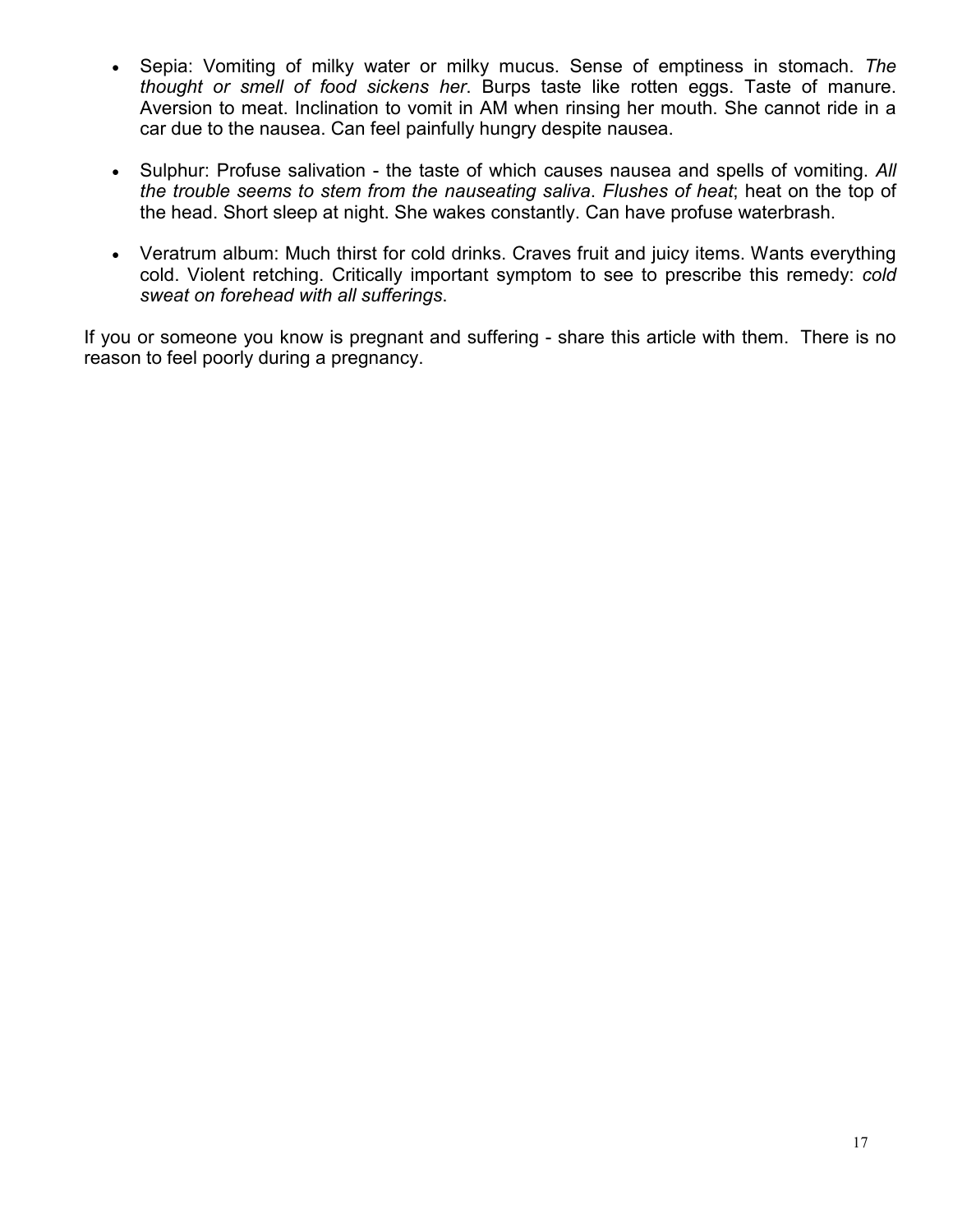- Sepia: Vomiting of milky water or milky mucus. Sense of emptiness in stomach. *The thought or smell of food sickens her*. Burps taste like rotten eggs. Taste of manure. Aversion to meat. Inclination to vomit in AM when rinsing her mouth. She cannot ride in a car due to the nausea. Can feel painfully hungry despite nausea.

- Sulphur: Profuse salivation - the taste of which causes nausea and spells of vomiting. *All the trouble seems to stem from the nauseating saliva*. *Flushes of heat*; heat on the top of the head. Short sleep at night. She wakes constantly. Can have profuse waterbrash.

- Veratrum album: Much thirst for cold drinks. Craves fruit and juicy items. Wants everything cold. Violent retching. Critically important symptom to see to prescribe this remedy: *cold sweat on forehead with all sufferings*.

If you or someone you know is pregnant and suffering - share this article with them. There is no reason to feel poorly during a pregnancy.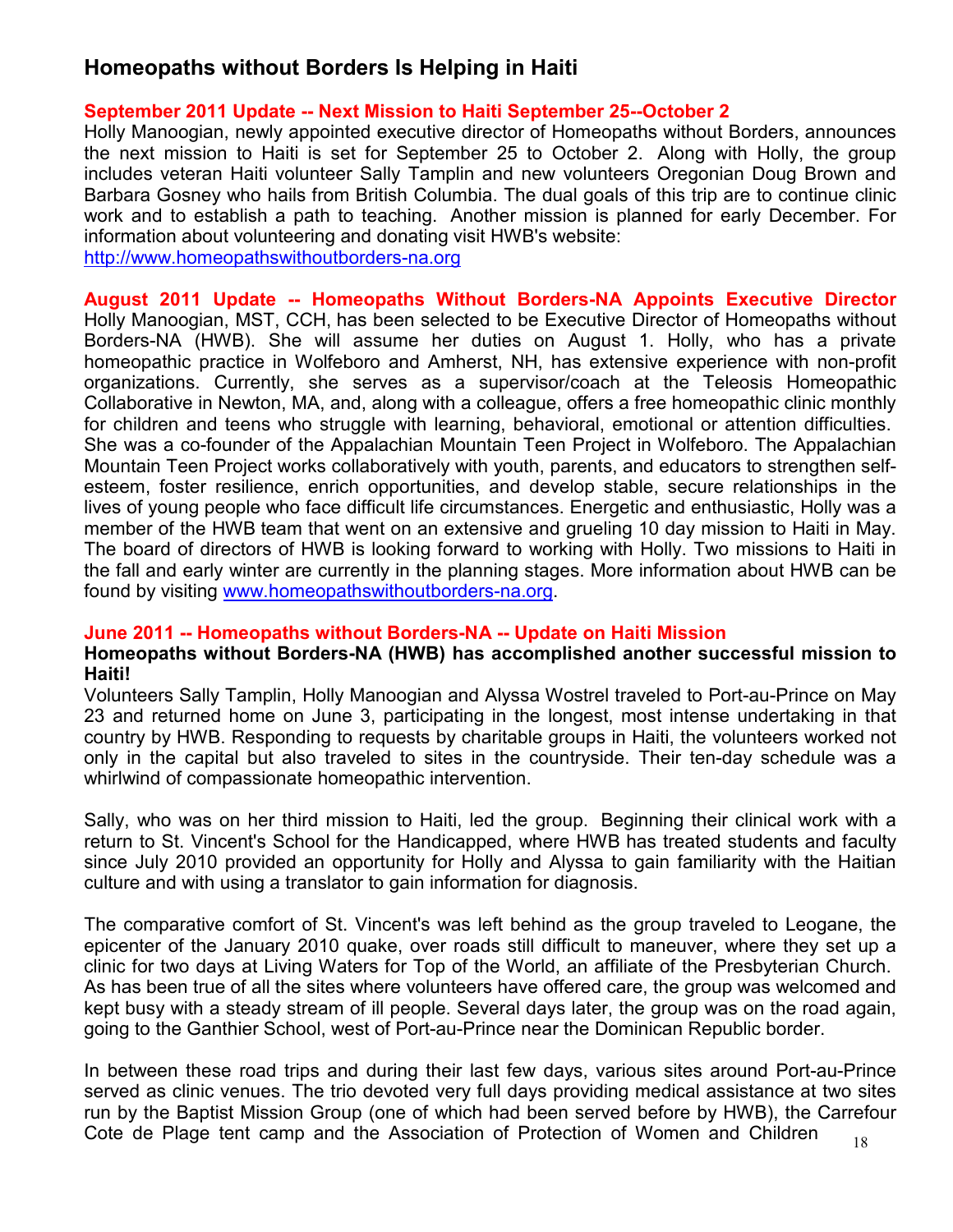# Homeopaths without Borders Is Helping in Haiti

**September 2011 Update -- Next Mission to Haiti September 25--October 2**

Holly Manoogian, newly appointed executive director of Homeopaths without Borders, announces the next mission to Haiti is set for September 25 to October 2. Along with Holly, the group includes veteran Haiti volunteer Sally Tamplin and new volunteers Oregonian Doug Brown and Barbara Gosney who hails from British Columbia. The dual goals of this trip are to continue clinic work and to establish a path to teaching. Another mission is planned for early December. For information about volunteering and donating visit HWB's website: http://www.homeopathswithoutborders-na.org

**August 2011 Update -- Homeopaths Without Borders-NA Appoints Executive Director**

Holly Manoogian, MST, CCH, has been selected to be Executive Director of Homeopaths without Borders-NA (HWB). She will assume her duties on August 1. Holly, who has a private homeopathic practice in Wolfeboro and Amherst, NH, has extensive experience with non-profit organizations. Currently, she serves as a supervisor/coach at the Teleosis Homeopathic Collaborative in Newton, MA, and, along with a colleague, offers a free homeopathic clinic monthly for children and teens who struggle with learning, behavioral, emotional or attention difficulties. She was a co-founder of the Appalachian Mountain Teen Project in Wolfeboro. The Appalachian Mountain Teen Project works collaboratively with youth, parents, and educators to strengthen self-esteem, foster resilience, enrich opportunities, and develop stable, secure relationships in the lives of young people who face difficult life circumstances. Energetic and enthusiastic, Holly was a member of the HWB team that went on an extensive and grueling 10 day mission to Haiti in May. The board of directors of HWB is looking forward to working with Holly. Two missions to Haiti in the fall and early winter are currently in the planning stages. More information about HWB can be found by visiting www.homeopathswithoutborders-na.org.

**June 2011 -- Homeopaths without Borders-NA -- Update on Haiti Mission**

**Homeopaths without Borders-NA (HWB) has accomplished another successful mission to Haiti!**

Volunteers Sally Tamplin, Holly Manoogian and Alyssa Wostrel traveled to Port-au-Prince on May 23 and returned home on June 3, participating in the longest, most intense undertaking in that country by HWB. Responding to requests by charitable groups in Haiti, the volunteers worked not only in the capital but also traveled to sites in the countryside. Their ten-day schedule was a whirlwind of compassionate homeopathic intervention.

Sally, who was on her third mission to Haiti, led the group. Beginning their clinical work with a return to St. Vincent's School for the Handicapped, where HWB has treated students and faculty since July 2010 provided an opportunity for Holly and Alyssa to gain familiarity with the Haitian culture and with using a translator to gain information for diagnosis.

The comparative comfort of St. Vincent's was left behind as the group traveled to Leogane, the epicenter of the January 2010 quake, over roads still difficult to maneuver, where they set up a clinic for two days at Living Waters for Top of the World, an affiliate of the Presbyterian Church. As has been true of all the sites where volunteers have offered care, the group was welcomed and kept busy with a steady stream of ill people. Several days later, the group was on the road again, going to the Ganthier School, west of Port-au-Prince near the Dominican Republic border.

In between these road trips and during their last few days, various sites around Port-au-Prince served as clinic venues. The trio devoted very full days providing medical assistance at two sites run by the Baptist Mission Group (one of which had been served before by HWB), the Carrefour Cote de Plage tent camp and the Association of Protection of Women and Children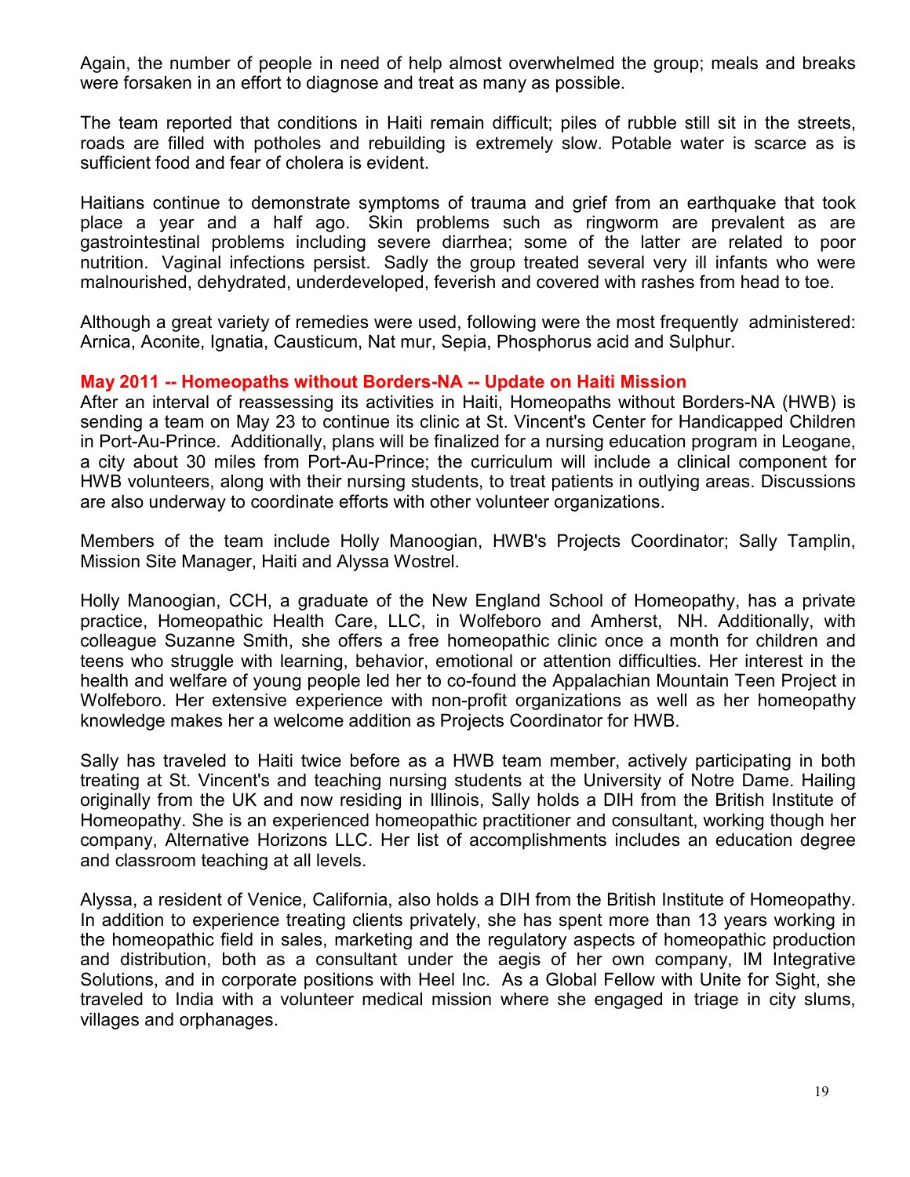Again, the number of people in need of help almost overwhelmed the group; meals and breaks were forsaken in an effort to diagnose and treat as many as possible.

The team reported that conditions in Haiti remain difficult; piles of rubble still sit in the streets, roads are filled with potholes and rebuilding is extremely slow. Potable water is scarce as is sufficient food and fear of cholera is evident.

Haitians continue to demonstrate symptoms of trauma and grief from an earthquake that took place a year and a half ago. Skin problems such as ringworm are prevalent as are gastrointestinal problems including severe diarrhea; some of the latter are related to poor nutrition. Vaginal infections persist. Sadly the group treated several very ill infants who were malnourished, dehydrated, underdeveloped, feverish and covered with rashes from head to toe.

Although a great variety of remedies were used, following were the most frequently administered: Arnica, Aconite, Ignatia, Causticum, Nat mur, Sepia, Phosphorus acid and Sulphur.

### May 2011 -- Homeopaths without Borders-NA -- Update on Haiti Mission

After an interval of reassessing its activities in Haiti, Homeopaths without Borders-NA (HWB) is sending a team on May 23 to continue its clinic at St. Vincent's Center for Handicapped Children in Port-Au-Prince. Additionally, plans will be finalized for a nursing education program in Leogane, a city about 30 miles from Port-Au-Prince; the curriculum will include a clinical component for HWB volunteers, along with their nursing students, to treat patients in outlying areas. Discussions are also underway to coordinate efforts with other volunteer organizations.

Members of the team include Holly Manoogian, HWB's Projects Coordinator; Sally Tamplin, Mission Site Manager, Haiti and Alyssa Wostrel.

Holly Manoogian, CCH, a graduate of the New England School of Homeopathy, has a private practice, Homeopathic Health Care, LLC, in Wolfeboro and Amherst, NH. Additionally, with colleague Suzanne Smith, she offers a free homeopathic clinic once a month for children and teens who struggle with learning, behavior, emotional or attention difficulties. Her interest in the health and welfare of young people led her to co-found the Appalachian Mountain Teen Project in Wolfeboro. Her extensive experience with non-profit organizations as well as her homeopathy knowledge makes her a welcome addition as Projects Coordinator for HWB.

Sally has traveled to Haiti twice before as a HWB team member, actively participating in both treating at St. Vincent's and teaching nursing students at the University of Notre Dame. Hailing originally from the UK and now residing in Illinois, Sally holds a DIH from the British Institute of Homeopathy. She is an experienced homeopathic practitioner and consultant, working though her company, Alternative Horizons LLC. Her list of accomplishments includes an education degree and classroom teaching at all levels.

Alyssa, a resident of Venice, California, also holds a DIH from the British Institute of Homeopathy. In addition to experience treating clients privately, she has spent more than 13 years working in the homeopathic field in sales, marketing and the regulatory aspects of homeopathic production and distribution, both as a consultant under the aegis of her own company, IM Integrative Solutions, and in corporate positions with Heel Inc. As a Global Fellow with Unite for Sight, she traveled to India with a volunteer medical mission where she engaged in triage in city slums, villages and orphanages.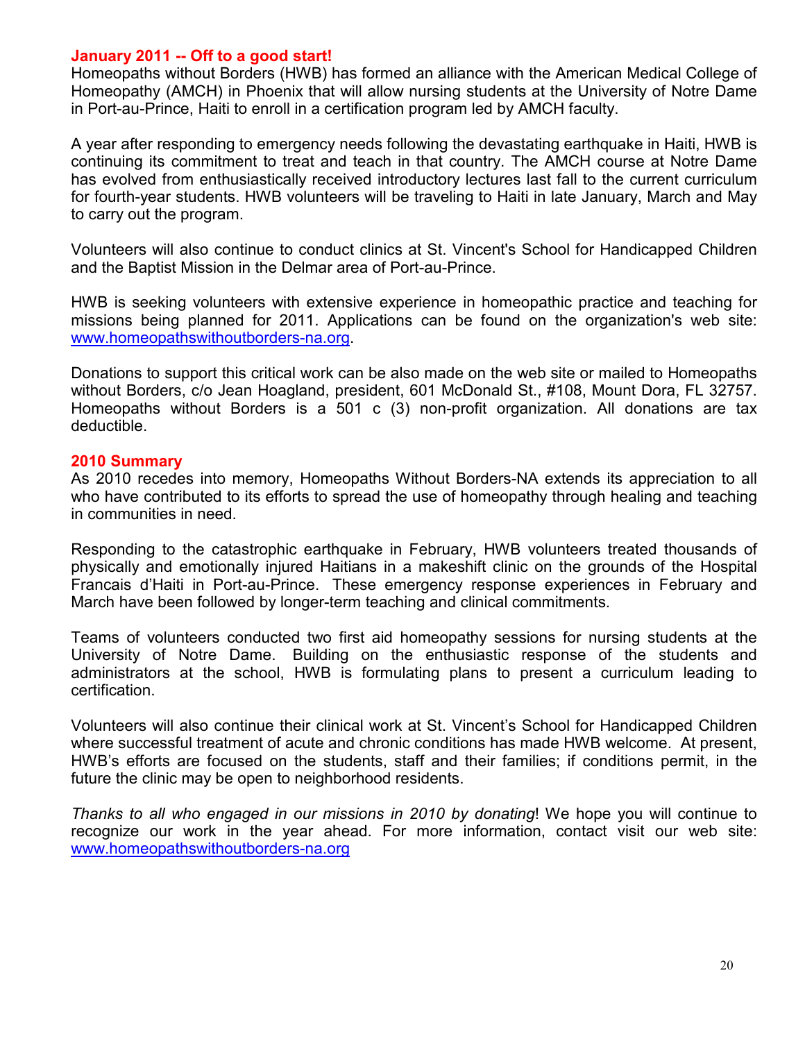## January 2011 -- Off to a good start!

Homeopaths without Borders (HWB) has formed an alliance with the American Medical College of Homeopathy (AMCH) in Phoenix that will allow nursing students at the University of Notre Dame in Port-au-Prince, Haiti to enroll in a certification program led by AMCH faculty.

A year after responding to emergency needs following the devastating earthquake in Haiti, HWB is continuing its commitment to treat and teach in that country. The AMCH course at Notre Dame has evolved from enthusiastically received introductory lectures last fall to the current curriculum for fourth-year students. HWB volunteers will be traveling to Haiti in late January, March and May to carry out the program.

Volunteers will also continue to conduct clinics at St. Vincent's School for Handicapped Children and the Baptist Mission in the Delmar area of Port-au-Prince.

HWB is seeking volunteers with extensive experience in homeopathic practice and teaching for missions being planned for 2011. Applications can be found on the organization's web site: [www.homeopathswithoutborders-na.org](http://www.homeopathswithoutborders-na.org).

Donations to support this critical work can be also made on the web site or mailed to Homeopaths without Borders, c/o Jean Hoagland, president, 601 McDonald St., #108, Mount Dora, FL 32757. Homeopaths without Borders is a 501 c (3) non-profit organization. All donations are tax deductible.

## 2010 Summary

As 2010 recedes into memory, Homeopaths Without Borders-NA extends its appreciation to all who have contributed to its efforts to spread the use of homeopathy through healing and teaching in communities in need.

Responding to the catastrophic earthquake in February, HWB volunteers treated thousands of physically and emotionally injured Haitians in a makeshift clinic on the grounds of the Hospital Francais d'Haiti in Port-au-Prince. These emergency response experiences in February and March have been followed by longer-term teaching and clinical commitments.

Teams of volunteers conducted two first aid homeopathy sessions for nursing students at the University of Notre Dame. Building on the enthusiastic response of the students and administrators at the school, HWB is formulating plans to present a curriculum leading to certification.

Volunteers will also continue their clinical work at St. Vincent's School for Handicapped Children where successful treatment of acute and chronic conditions has made HWB welcome. At present, HWB's efforts are focused on the students, staff and their families; if conditions permit, in the future the clinic may be open to neighborhood residents.

*Thanks to all who engaged in our missions in 2010 by donating*! We hope you will continue to recognize our work in the year ahead. For more information, contact visit our web site: [www.homeopathswithoutborders-na.org](http://www.homeopathswithoutborders-na.org)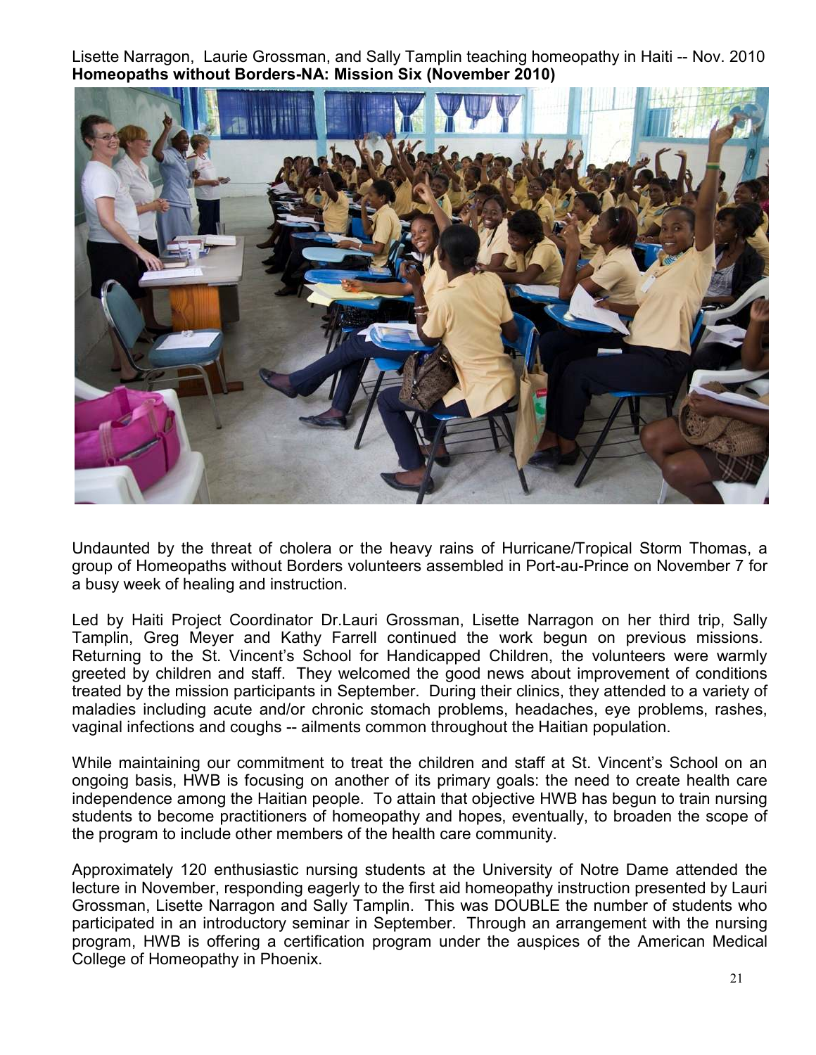Lisette Narragon, Laurie Grossman, and Sally Tamplin teaching homeopathy in Haiti -- Nov. 2010

**Homeopaths without Borders-NA: Mission Six (November 2010)**

Undaunted by the threat of cholera or the heavy rains of Hurricane/Tropical Storm Thomas, a group of Homeopaths without Borders volunteers assembled in Port-au-Prince on November 7 for a busy week of healing and instruction.

Led by Haiti Project Coordinator Dr.Lauri Grossman, Lisette Narragon on her third trip, Sally Tamplin, Greg Meyer and Kathy Farrell continued the work begun on previous missions. Returning to the St. Vincent's School for Handicapped Children, the volunteers were warmly greeted by children and staff. They welcomed the good news about improvement of conditions treated by the mission participants in September. During their clinics, they attended to a variety of maladies including acute and/or chronic stomach problems, headaches, eye problems, rashes, vaginal infections and coughs -- ailments common throughout the Haitian population.

While maintaining our commitment to treat the children and staff at St. Vincent's School on an ongoing basis, HWB is focusing on another of its primary goals: the need to create health care independence among the Haitian people. To attain that objective HWB has begun to train nursing students to become practitioners of homeopathy and hopes, eventually, to broaden the scope of the program to include other members of the health care community.

Approximately 120 enthusiastic nursing students at the University of Notre Dame attended the lecture in November, responding eagerly to the first aid homeopathy instruction presented by Lauri Grossman, Lisette Narragon and Sally Tamplin. This was DOUBLE the number of students who participated in an introductory seminar in September. Through an arrangement with the nursing program, HWB is offering a certification program under the auspices of the American Medical College of Homeopathy in Phoenix.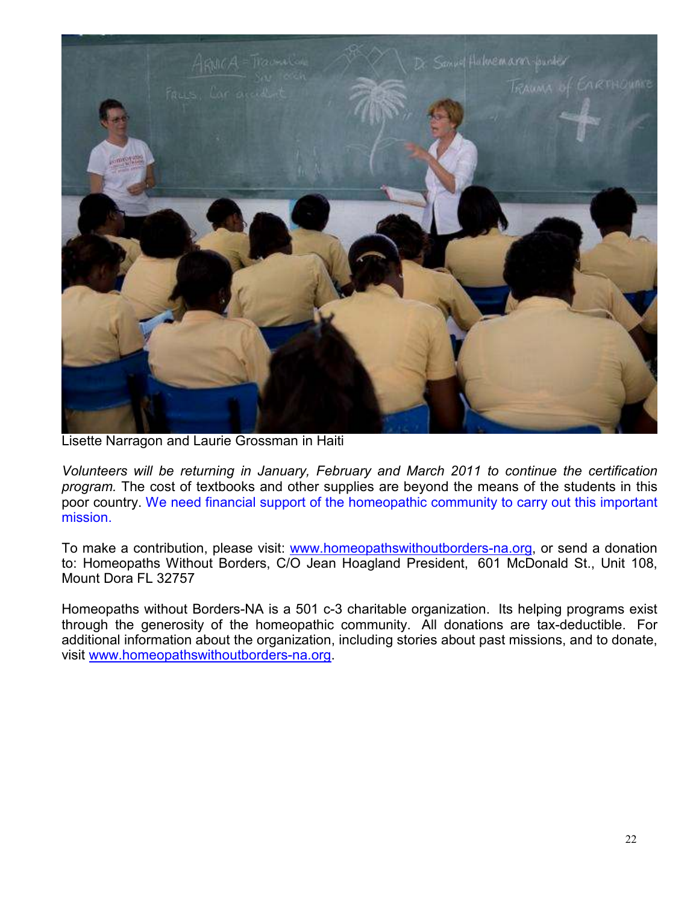Lisette Narragon and Laurie Grossman in Haiti

*Volunteers will be returning in January, February and March 2011 to continue the certification program.* The cost of textbooks and other supplies are beyond the means of the students in this poor country. We need financial support of the homeopathic community to carry out this important mission.

To make a contribution, please visit: www.homeopathswithoutborders-na.org, or send a donation to: Homeopaths Without Borders, C/O Jean Hoagland President, 601 McDonald St., Unit 108, Mount Dora FL 32757

Homeopaths without Borders-NA is a 501 c-3 charitable organization. Its helping programs exist through the generosity of the homeopathic community. All donations are tax-deductible. For additional information about the organization, including stories about past missions, and to donate, visit www.homeopathswithoutborders-na.org.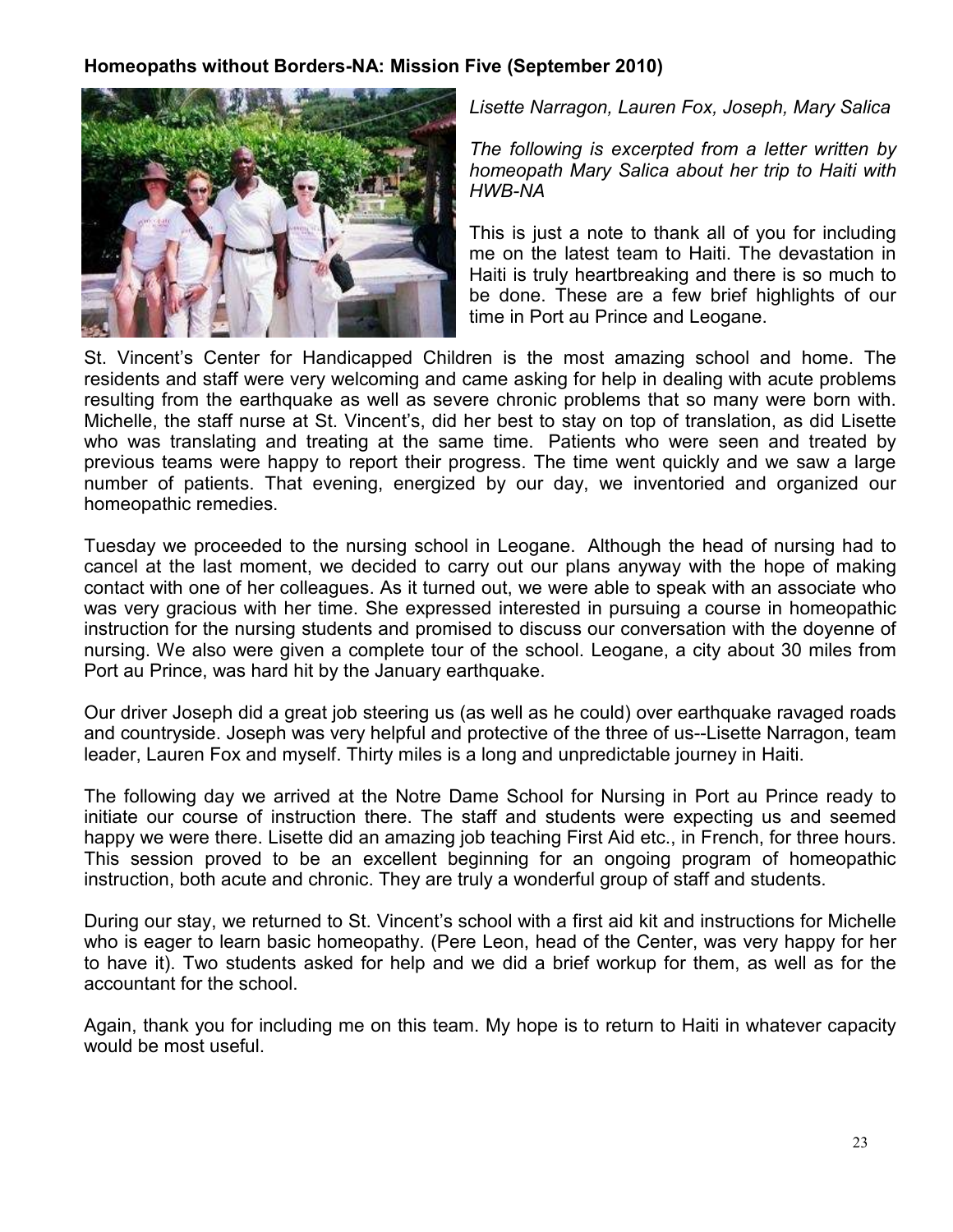**Homeopaths without Borders-NA: Mission Five (September 2010)**

*Lisette Narragon, Lauren Fox, Joseph, Mary Salica*

*The following is excerpted from a letter written by homeopath Mary Salica about her trip to Haiti with HWB-NA*

This is just a note to thank all of you for including me on the latest team to Haiti. The devastation in Haiti is truly heartbreaking and there is so much to be done. These are a few brief highlights of our time in Port au Prince and Leogane.

St. Vincent's Center for Handicapped Children is the most amazing school and home. The residents and staff were very welcoming and came asking for help in dealing with acute problems resulting from the earthquake as well as severe chronic problems that so many were born with. Michelle, the staff nurse at St. Vincent's, did her best to stay on top of translation, as did Lisette who was translating and treating at the same time. Patients who were seen and treated by previous teams were happy to report their progress. The time went quickly and we saw a large number of patients. That evening, energized by our day, we inventoried and organized our homeopathic remedies.

Tuesday we proceeded to the nursing school in Leogane. Although the head of nursing had to cancel at the last moment, we decided to carry out our plans anyway with the hope of making contact with one of her colleagues. As it turned out, we were able to speak with an associate who was very gracious with her time. She expressed interested in pursuing a course in homeopathic instruction for the nursing students and promised to discuss our conversation with the doyenne of nursing. We also were given a complete tour of the school. Leogane, a city about 30 miles from Port au Prince, was hard hit by the January earthquake.

Our driver Joseph did a great job steering us (as well as he could) over earthquake ravaged roads and countryside. Joseph was very helpful and protective of the three of us--Lisette Narragon, team leader, Lauren Fox and myself. Thirty miles is a long and unpredictable journey in Haiti.

The following day we arrived at the Notre Dame School for Nursing in Port au Prince ready to initiate our course of instruction there. The staff and students were expecting us and seemed happy we were there. Lisette did an amazing job teaching First Aid etc., in French, for three hours. This session proved to be an excellent beginning for an ongoing program of homeopathic instruction, both acute and chronic. They are truly a wonderful group of staff and students.

During our stay, we returned to St. Vincent's school with a first aid kit and instructions for Michelle who is eager to learn basic homeopathy. (Pere Leon, head of the Center, was very happy for her to have it). Two students asked for help and we did a brief workup for them, as well as for the accountant for the school.

Again, thank you for including me on this team. My hope is to return to Haiti in whatever capacity would be most useful.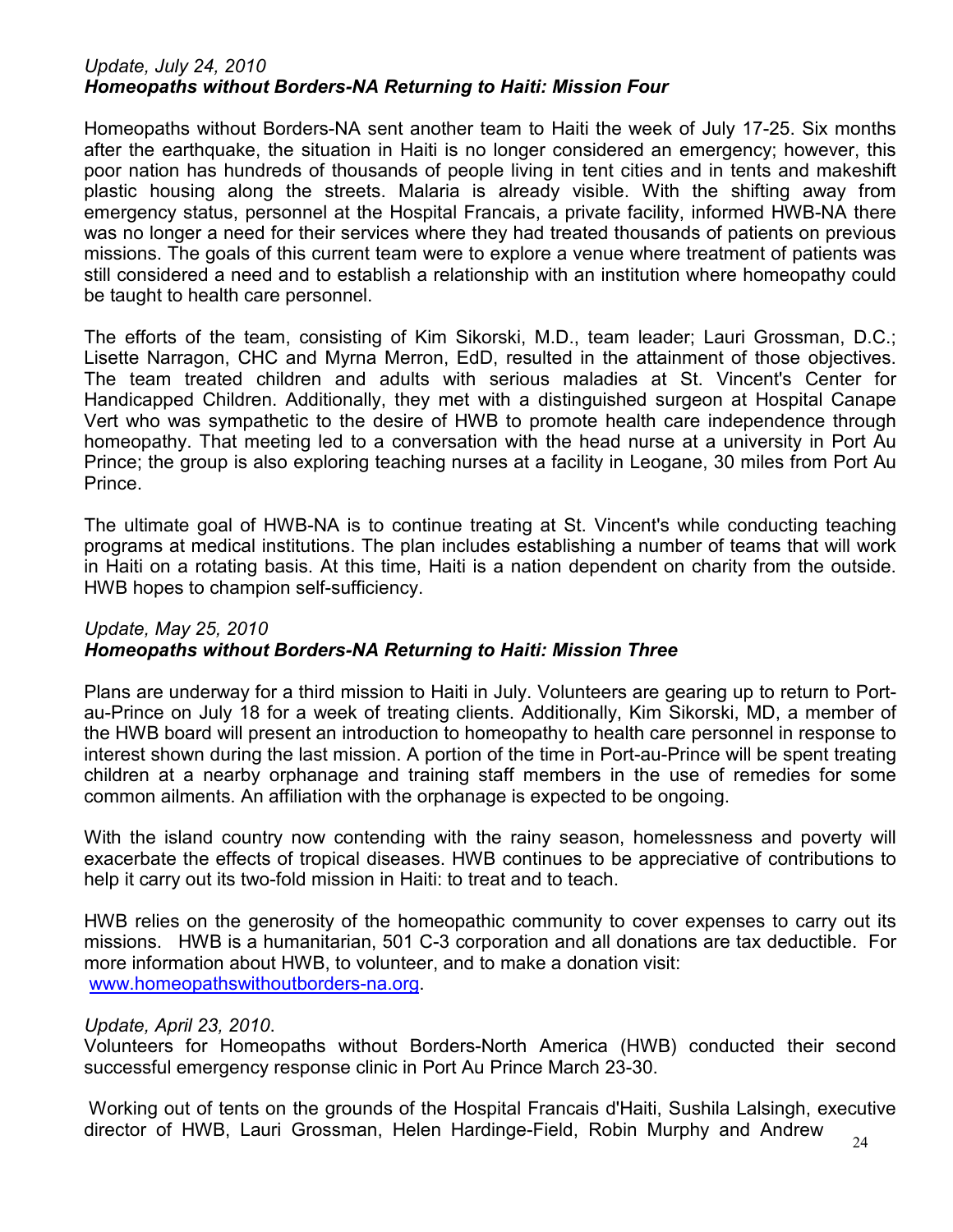*Update, July 24, 2010*
***Homeopaths without Borders-NA Returning to Haiti: Mission Four***

Homeopaths without Borders-NA sent another team to Haiti the week of July 17-25. Six months after the earthquake, the situation in Haiti is no longer considered an emergency; however, this poor nation has hundreds of thousands of people living in tent cities and in tents and makeshift plastic housing along the streets. Malaria is already visible. With the shifting away from emergency status, personnel at the Hospital Francais, a private facility, informed HWB-NA there was no longer a need for their services where they had treated thousands of patients on previous missions. The goals of this current team were to explore a venue where treatment of patients was still considered a need and to establish a relationship with an institution where homeopathy could be taught to health care personnel.

The efforts of the team, consisting of Kim Sikorski, M.D., team leader; Lauri Grossman, D.C.; Lisette Narragon, CHC and Myrna Merron, EdD, resulted in the attainment of those objectives. The team treated children and adults with serious maladies at St. Vincent's Center for Handicapped Children. Additionally, they met with a distinguished surgeon at Hospital Canape Vert who was sympathetic to the desire of HWB to promote health care independence through homeopathy. That meeting led to a conversation with the head nurse at a university in Port Au Prince; the group is also exploring teaching nurses at a facility in Leogane, 30 miles from Port Au Prince.

The ultimate goal of HWB-NA is to continue treating at St. Vincent's while conducting teaching programs at medical institutions. The plan includes establishing a number of teams that will work in Haiti on a rotating basis. At this time, Haiti is a nation dependent on charity from the outside. HWB hopes to champion self-sufficiency.

*Update, May 25, 2010*
***Homeopaths without Borders-NA Returning to Haiti: Mission Three***

Plans are underway for a third mission to Haiti in July. Volunteers are gearing up to return to Port-au-Prince on July 18 for a week of treating clients. Additionally, Kim Sikorski, MD, a member of the HWB board will present an introduction to homeopathy to health care personnel in response to interest shown during the last mission. A portion of the time in Port-au-Prince will be spent treating children at a nearby orphanage and training staff members in the use of remedies for some common ailments. An affiliation with the orphanage is expected to be ongoing.

With the island country now contending with the rainy season, homelessness and poverty will exacerbate the effects of tropical diseases. HWB continues to be appreciative of contributions to help it carry out its two-fold mission in Haiti: to treat and to teach.

HWB relies on the generosity of the homeopathic community to cover expenses to carry out its missions. HWB is a humanitarian, 501 C-3 corporation and all donations are tax deductible. For more information about HWB, to volunteer, and to make a donation visit: [www.homeopathswithoutborders-na.org](http://www.homeopathswithoutborders-na.org).

*Update, April 23, 2010*.
Volunteers for Homeopaths without Borders-North America (HWB) conducted their second successful emergency response clinic in Port Au Prince March 23-30.

Working out of tents on the grounds of the Hospital Francais d'Haiti, Sushila Lalsingh, executive director of HWB, Lauri Grossman, Helen Hardinge-Field, Robin Murphy and Andrew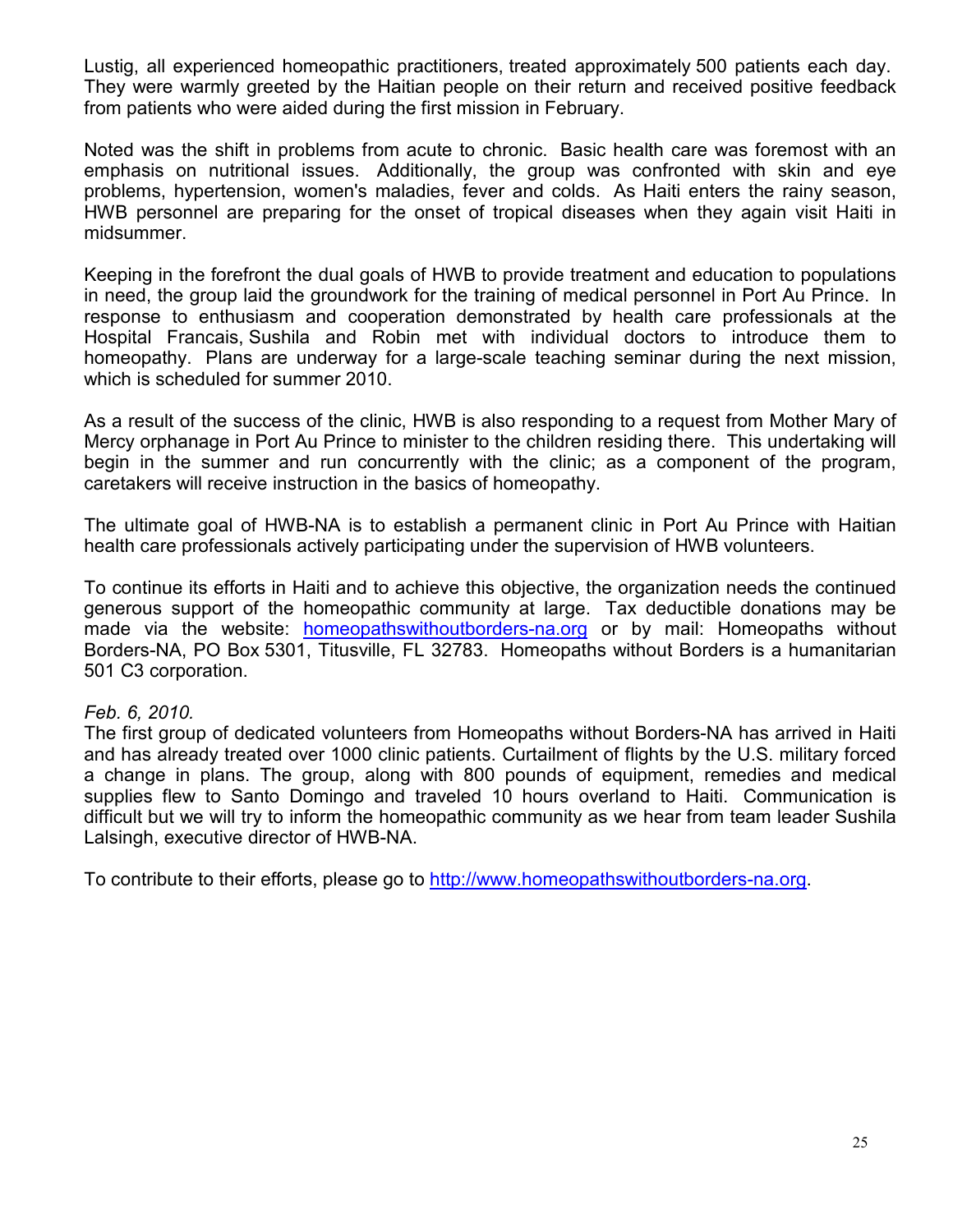Lustig, all experienced homeopathic practitioners, treated approximately 500 patients each day. They were warmly greeted by the Haitian people on their return and received positive feedback from patients who were aided during the first mission in February.

Noted was the shift in problems from acute to chronic. Basic health care was foremost with an emphasis on nutritional issues. Additionally, the group was confronted with skin and eye problems, hypertension, women's maladies, fever and colds. As Haiti enters the rainy season, HWB personnel are preparing for the onset of tropical diseases when they again visit Haiti in midsummer.

Keeping in the forefront the dual goals of HWB to provide treatment and education to populations in need, the group laid the groundwork for the training of medical personnel in Port Au Prince. In response to enthusiasm and cooperation demonstrated by health care professionals at the Hospital Francais, Sushila and Robin met with individual doctors to introduce them to homeopathy. Plans are underway for a large-scale teaching seminar during the next mission, which is scheduled for summer 2010.

As a result of the success of the clinic, HWB is also responding to a request from Mother Mary of Mercy orphanage in Port Au Prince to minister to the children residing there. This undertaking will begin in the summer and run concurrently with the clinic; as a component of the program, caretakers will receive instruction in the basics of homeopathy.

The ultimate goal of HWB-NA is to establish a permanent clinic in Port Au Prince with Haitian health care professionals actively participating under the supervision of HWB volunteers.

To continue its efforts in Haiti and to achieve this objective, the organization needs the continued generous support of the homeopathic community at large. Tax deductible donations may be made via the website: [homeopathswithoutborders-na.org](http://homeopathswithoutborders-na.org) or by mail: Homeopaths without Borders-NA, PO Box 5301, Titusville, FL 32783. Homeopaths without Borders is a humanitarian 501 C3 corporation.

*Feb. 6, 2010.*
The first group of dedicated volunteers from Homeopaths without Borders-NA has arrived in Haiti and has already treated over 1000 clinic patients. Curtailment of flights by the U.S. military forced a change in plans. The group, along with 800 pounds of equipment, remedies and medical supplies flew to Santo Domingo and traveled 10 hours overland to Haiti. Communication is difficult but we will try to inform the homeopathic community as we hear from team leader Sushila Lalsingh, executive director of HWB-NA.

To contribute to their efforts, please go to [http://www.homeopathswithoutborders-na.org](http://www.homeopathswithoutborders-na.org).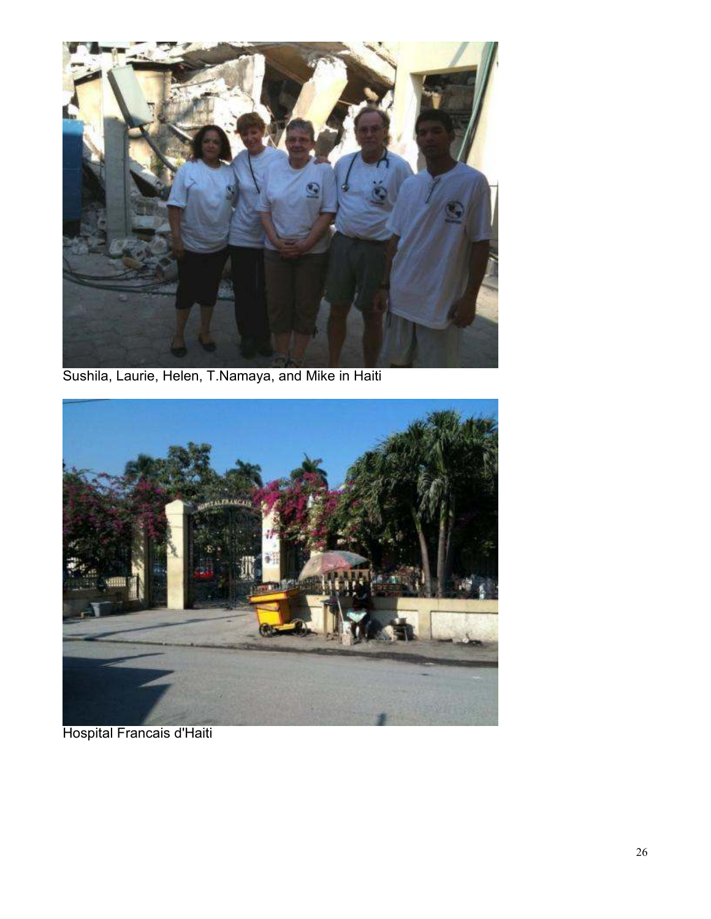Sushila, Laurie, Helen, T.Namaya, and Mike in Haiti

Hospital Francais d'Haiti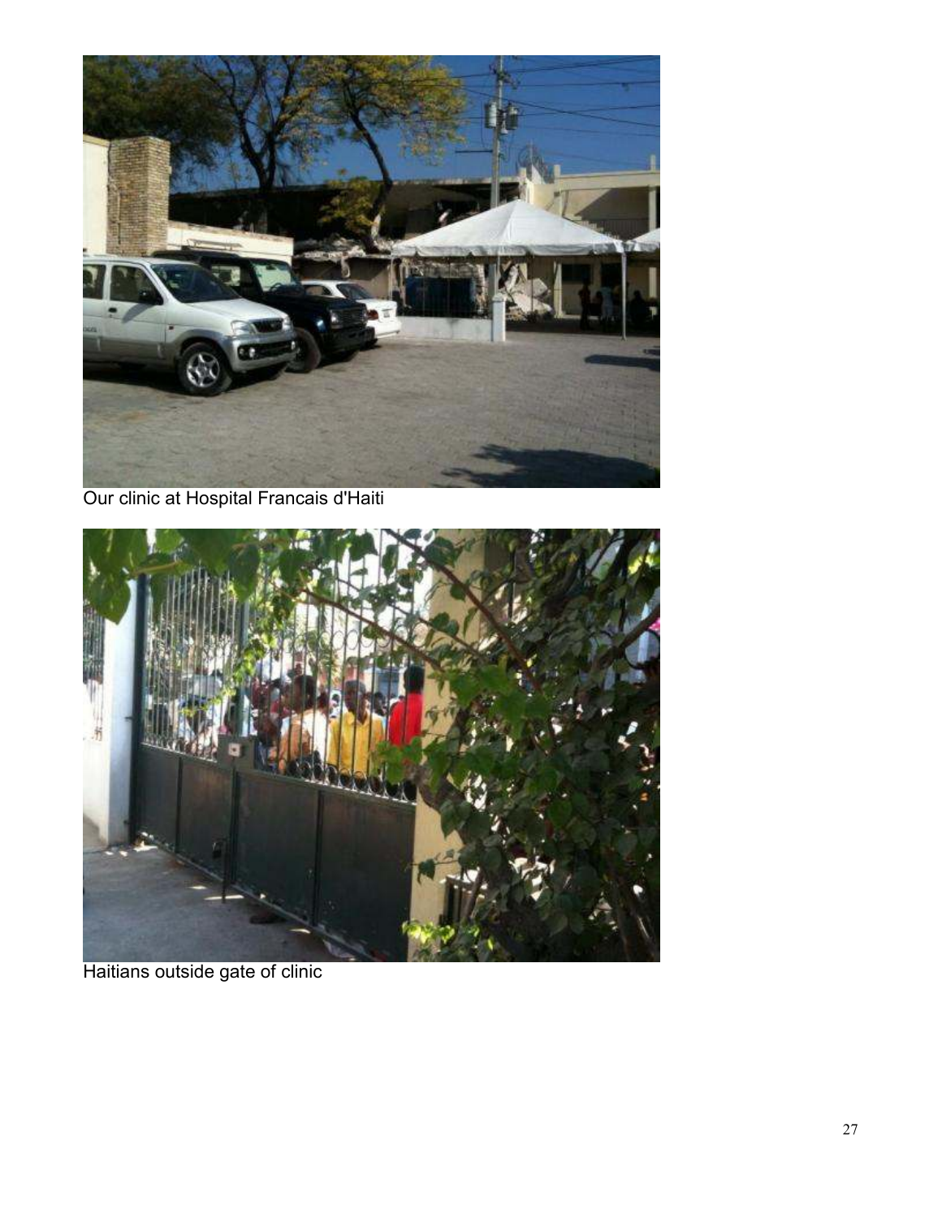Our clinic at Hospital Francais d'Haiti

Haitians outside gate of clinic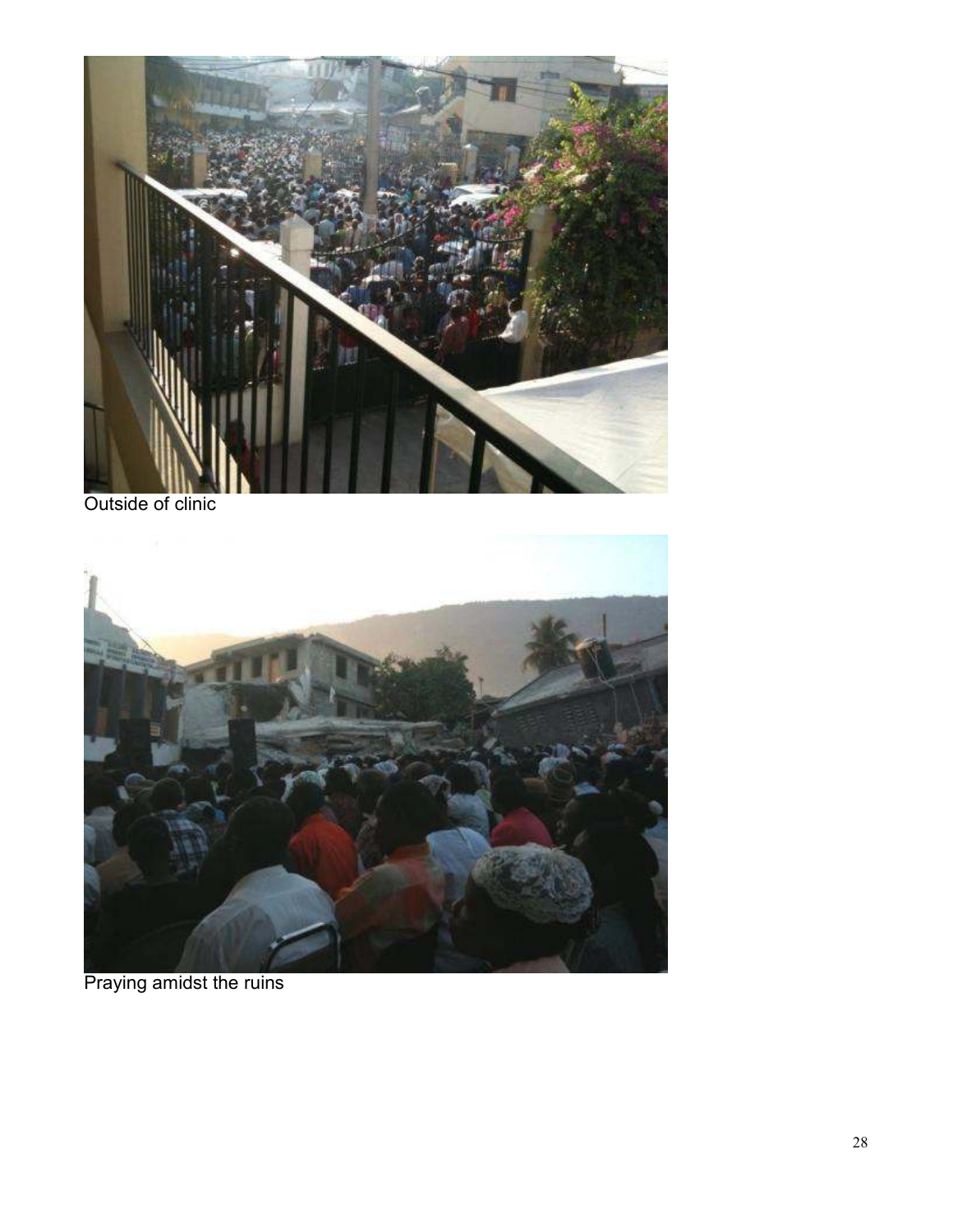Outside of clinic

Praying amidst the ruins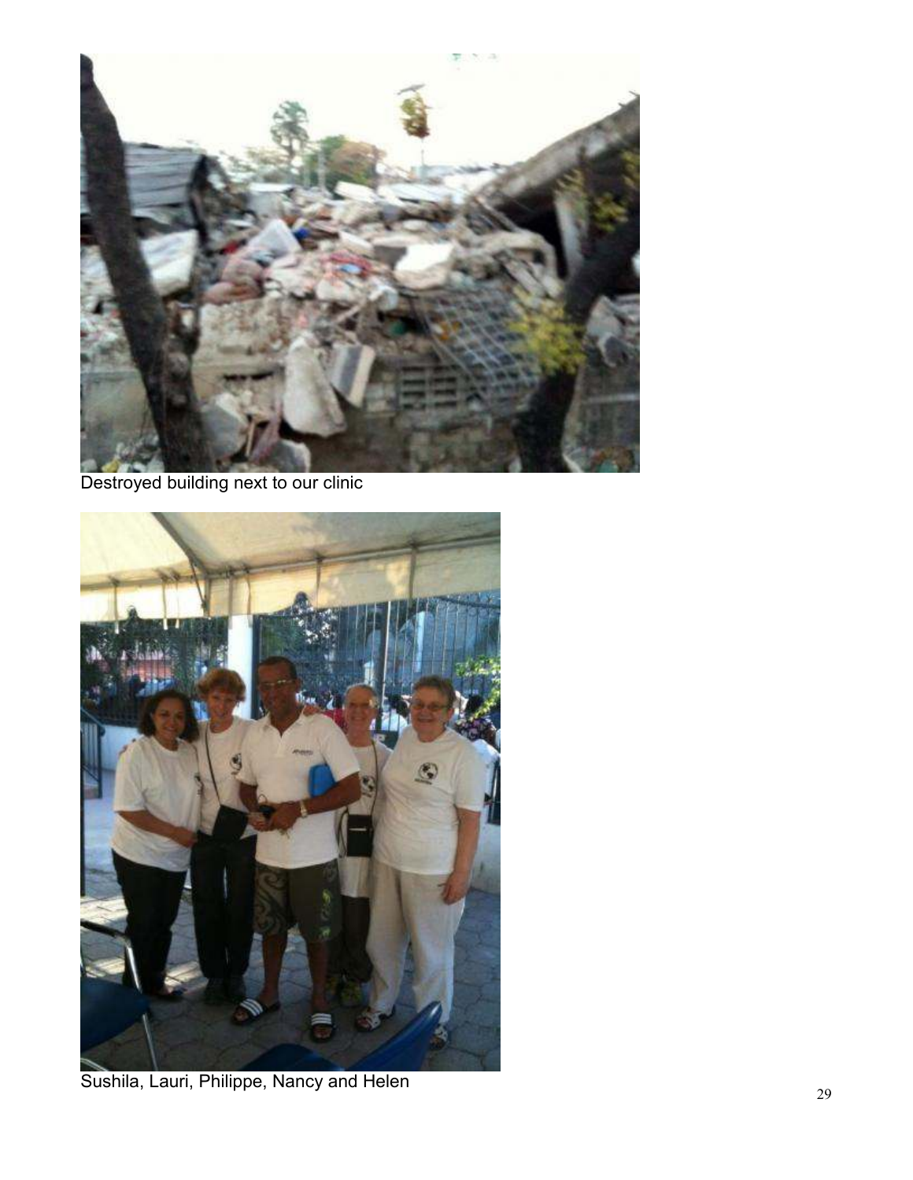Destroyed building next to our clinic

Sushila, Lauri, Philippe, Nancy and Helen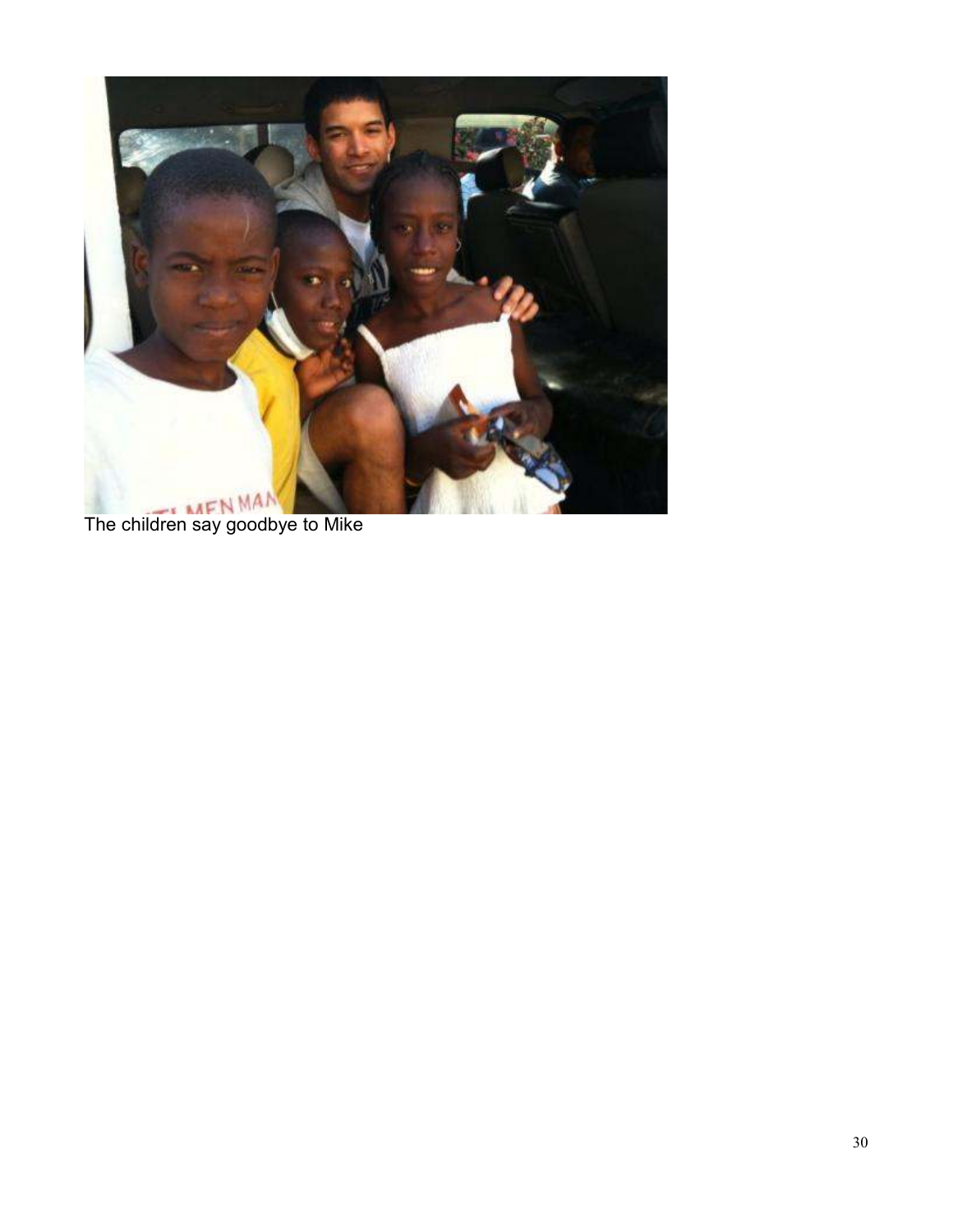The children say goodbye to Mike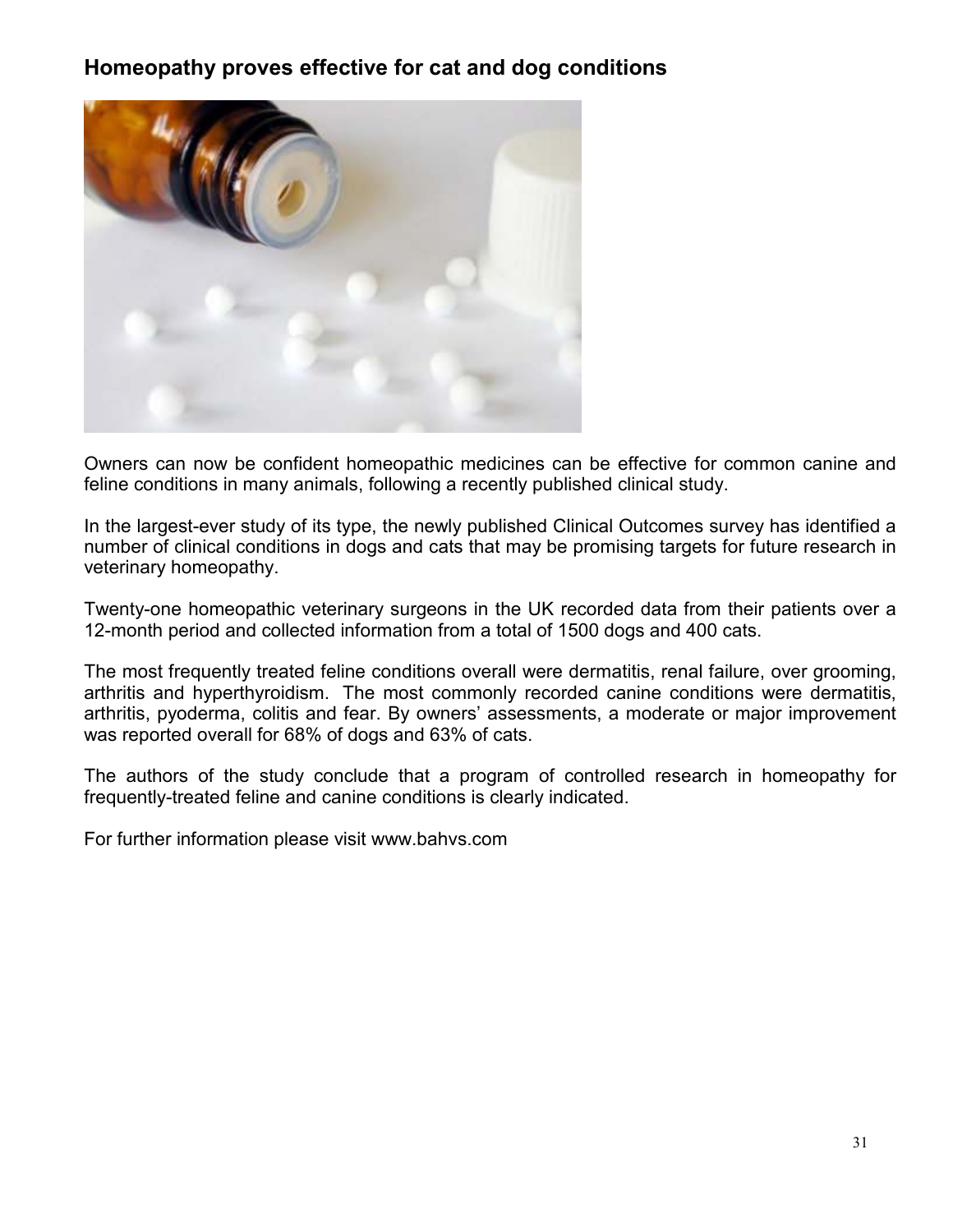## Homeopathy proves effective for cat and dog conditions

Owners can now be confident homeopathic medicines can be effective for common canine and feline conditions in many animals, following a recently published clinical study.

In the largest-ever study of its type, the newly published Clinical Outcomes survey has identified a number of clinical conditions in dogs and cats that may be promising targets for future research in veterinary homeopathy.

Twenty-one homeopathic veterinary surgeons in the UK recorded data from their patients over a 12-month period and collected information from a total of 1500 dogs and 400 cats.

The most frequently treated feline conditions overall were dermatitis, renal failure, over grooming, arthritis and hyperthyroidism. The most commonly recorded canine conditions were dermatitis, arthritis, pyoderma, colitis and fear. By owners' assessments, a moderate or major improvement was reported overall for 68% of dogs and 63% of cats.

The authors of the study conclude that a program of controlled research in homeopathy for frequently-treated feline and canine conditions is clearly indicated.

For further information please visit www.bahvs.com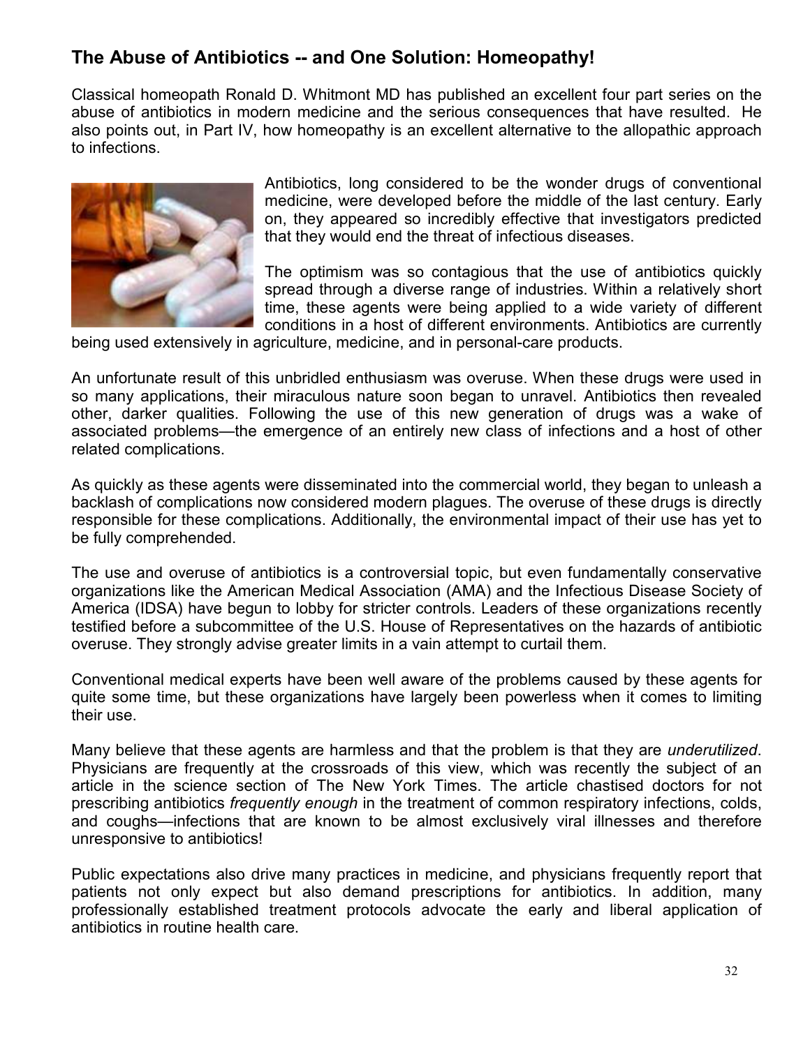## The Abuse of Antibiotics -- and One Solution: Homeopathy!

Classical homeopath Ronald D. Whitmont MD has published an excellent four part series on the abuse of antibiotics in modern medicine and the serious consequences that have resulted. He also points out, in Part IV, how homeopathy is an excellent alternative to the allopathic approach to infections.

Antibiotics, long considered to be the wonder drugs of conventional medicine, were developed before the middle of the last century. Early on, they appeared so incredibly effective that investigators predicted that they would end the threat of infectious diseases.

The optimism was so contagious that the use of antibiotics quickly spread through a diverse range of industries. Within a relatively short time, these agents were being applied to a wide variety of different conditions in a host of different environments. Antibiotics are currently being used extensively in agriculture, medicine, and in personal-care products.

An unfortunate result of this unbridled enthusiasm was overuse. When these drugs were used in so many applications, their miraculous nature soon began to unravel. Antibiotics then revealed other, darker qualities. Following the use of this new generation of drugs was a wake of associated problems—the emergence of an entirely new class of infections and a host of other related complications.

As quickly as these agents were disseminated into the commercial world, they began to unleash a backlash of complications now considered modern plagues. The overuse of these drugs is directly responsible for these complications. Additionally, the environmental impact of their use has yet to be fully comprehended.

The use and overuse of antibiotics is a controversial topic, but even fundamentally conservative organizations like the American Medical Association (AMA) and the Infectious Disease Society of America (IDSA) have begun to lobby for stricter controls. Leaders of these organizations recently testified before a subcommittee of the U.S. House of Representatives on the hazards of antibiotic overuse. They strongly advise greater limits in a vain attempt to curtail them.

Conventional medical experts have been well aware of the problems caused by these agents for quite some time, but these organizations have largely been powerless when it comes to limiting their use.

Many believe that these agents are harmless and that the problem is that they are *underutilized*. Physicians are frequently at the crossroads of this view, which was recently the subject of an article in the science section of The New York Times. The article chastised doctors for not prescribing antibiotics *frequently enough* in the treatment of common respiratory infections, colds, and coughs—infections that are known to be almost exclusively viral illnesses and therefore unresponsive to antibiotics!

Public expectations also drive many practices in medicine, and physicians frequently report that patients not only expect but also demand prescriptions for antibiotics. In addition, many professionally established treatment protocols advocate the early and liberal application of antibiotics in routine health care.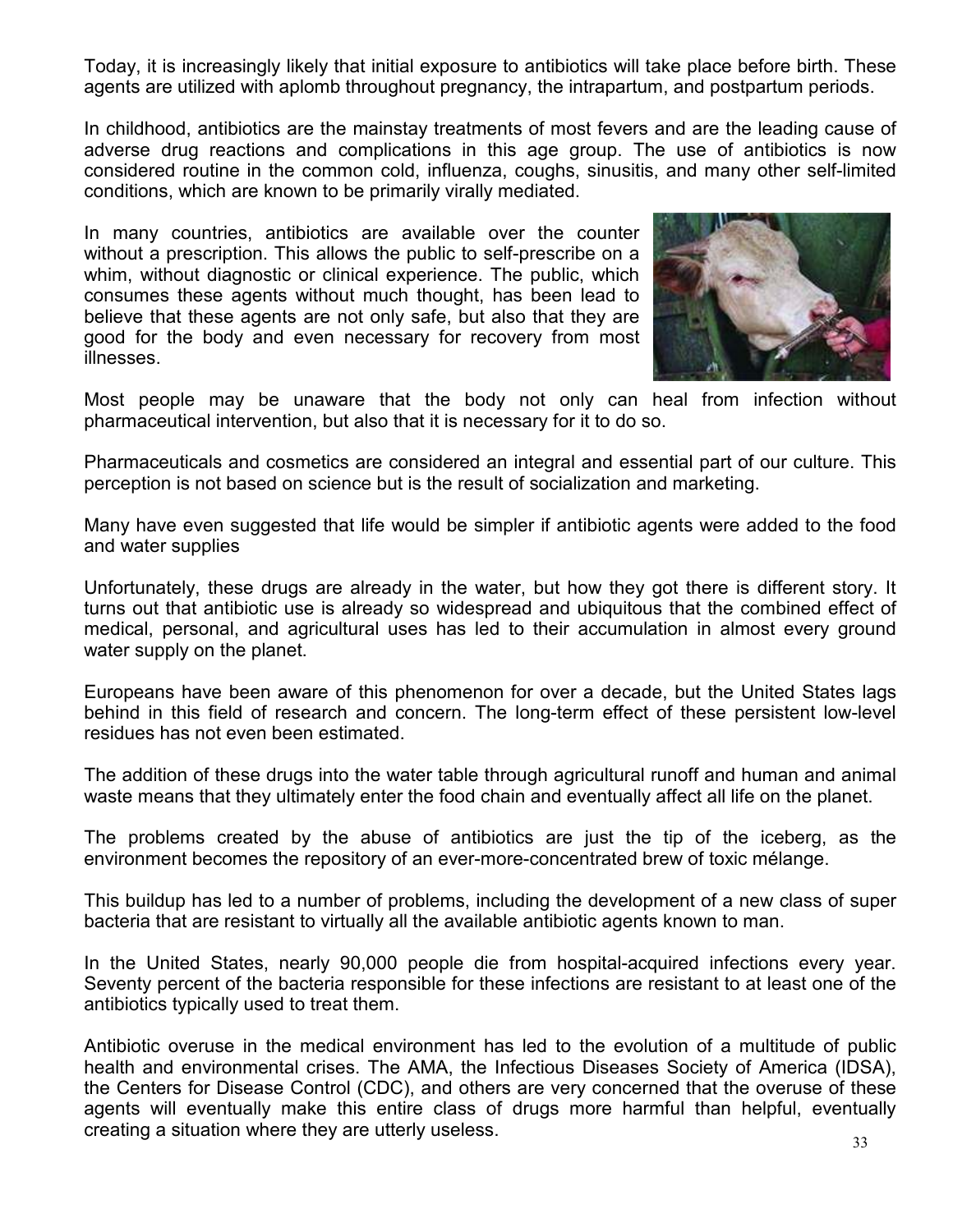Today, it is increasingly likely that initial exposure to antibiotics will take place before birth. These agents are utilized with aplomb throughout pregnancy, the intrapartum, and postpartum periods.

In childhood, antibiotics are the mainstay treatments of most fevers and are the leading cause of adverse drug reactions and complications in this age group. The use of antibiotics is now considered routine in the common cold, influenza, coughs, sinusitis, and many other self-limited conditions, which are known to be primarily virally mediated.

In many countries, antibiotics are available over the counter without a prescription. This allows the public to self-prescribe on a whim, without diagnostic or clinical experience. The public, which consumes these agents without much thought, has been lead to believe that these agents are not only safe, but also that they are good for the body and even necessary for recovery from most illnesses.

Most people may be unaware that the body not only can heal from infection without pharmaceutical intervention, but also that it is necessary for it to do so.

Pharmaceuticals and cosmetics are considered an integral and essential part of our culture. This perception is not based on science but is the result of socialization and marketing.

Many have even suggested that life would be simpler if antibiotic agents were added to the food and water supplies

Unfortunately, these drugs are already in the water, but how they got there is different story. It turns out that antibiotic use is already so widespread and ubiquitous that the combined effect of medical, personal, and agricultural uses has led to their accumulation in almost every ground water supply on the planet.

Europeans have been aware of this phenomenon for over a decade, but the United States lags behind in this field of research and concern. The long-term effect of these persistent low-level residues has not even been estimated.

The addition of these drugs into the water table through agricultural runoff and human and animal waste means that they ultimately enter the food chain and eventually affect all life on the planet.

The problems created by the abuse of antibiotics are just the tip of the iceberg, as the environment becomes the repository of an ever-more-concentrated brew of toxic mélange.

This buildup has led to a number of problems, including the development of a new class of super bacteria that are resistant to virtually all the available antibiotic agents known to man.

In the United States, nearly 90,000 people die from hospital-acquired infections every year. Seventy percent of the bacteria responsible for these infections are resistant to at least one of the antibiotics typically used to treat them.

Antibiotic overuse in the medical environment has led to the evolution of a multitude of public health and environmental crises. The AMA, the Infectious Diseases Society of America (IDSA), the Centers for Disease Control (CDC), and others are very concerned that the overuse of these agents will eventually make this entire class of drugs more harmful than helpful, eventually creating a situation where they are utterly useless.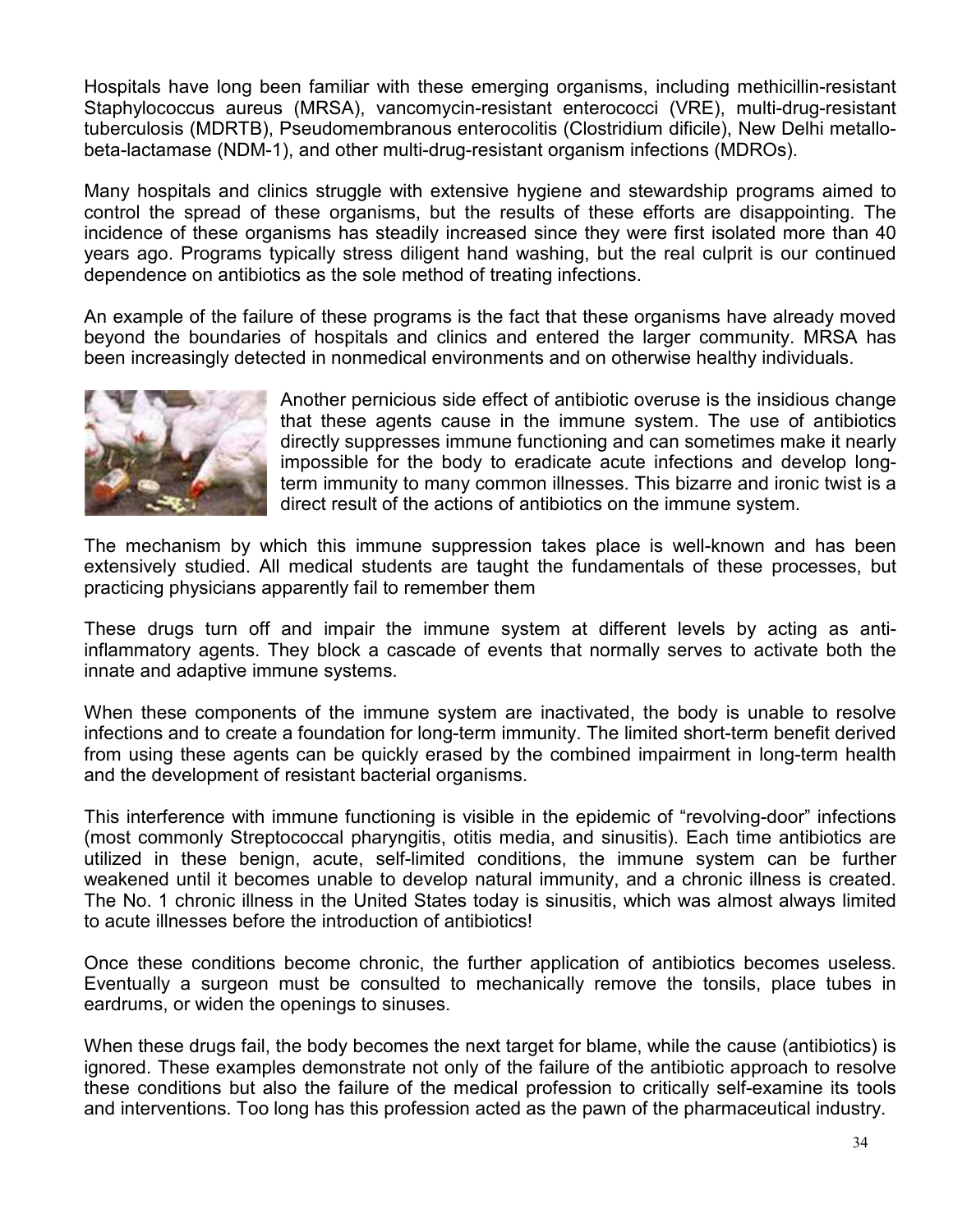Hospitals have long been familiar with these emerging organisms, including methicillin-resistant Staphylococcus aureus (MRSA), vancomycin-resistant enterococci (VRE), multi-drug-resistant tuberculosis (MDRTB), Pseudomembranous enterocolitis (Clostridium dificile), New Delhi metallo-beta-lactamase (NDM-1), and other multi-drug-resistant organism infections (MDROs).

Many hospitals and clinics struggle with extensive hygiene and stewardship programs aimed to control the spread of these organisms, but the results of these efforts are disappointing. The incidence of these organisms has steadily increased since they were first isolated more than 40 years ago. Programs typically stress diligent hand washing, but the real culprit is our continued dependence on antibiotics as the sole method of treating infections.

An example of the failure of these programs is the fact that these organisms have already moved beyond the boundaries of hospitals and clinics and entered the larger community. MRSA has been increasingly detected in nonmedical environments and on otherwise healthy individuals.

Another pernicious side effect of antibiotic overuse is the insidious change that these agents cause in the immune system. The use of antibiotics directly suppresses immune functioning and can sometimes make it nearly impossible for the body to eradicate acute infections and develop long-term immunity to many common illnesses. This bizarre and ironic twist is a direct result of the actions of antibiotics on the immune system.

The mechanism by which this immune suppression takes place is well-known and has been extensively studied. All medical students are taught the fundamentals of these processes, but practicing physicians apparently fail to remember them

These drugs turn off and impair the immune system at different levels by acting as anti-inflammatory agents. They block a cascade of events that normally serves to activate both the innate and adaptive immune systems.

When these components of the immune system are inactivated, the body is unable to resolve infections and to create a foundation for long-term immunity. The limited short-term benefit derived from using these agents can be quickly erased by the combined impairment in long-term health and the development of resistant bacterial organisms.

This interference with immune functioning is visible in the epidemic of "revolving-door" infections (most commonly Streptococcal pharyngitis, otitis media, and sinusitis). Each time antibiotics are utilized in these benign, acute, self-limited conditions, the immune system can be further weakened until it becomes unable to develop natural immunity, and a chronic illness is created. The No. 1 chronic illness in the United States today is sinusitis, which was almost always limited to acute illnesses before the introduction of antibiotics!

Once these conditions become chronic, the further application of antibiotics becomes useless. Eventually a surgeon must be consulted to mechanically remove the tonsils, place tubes in eardrums, or widen the openings to sinuses.

When these drugs fail, the body becomes the next target for blame, while the cause (antibiotics) is ignored. These examples demonstrate not only of the failure of the antibiotic approach to resolve these conditions but also the failure of the medical profession to critically self-examine its tools and interventions. Too long has this profession acted as the pawn of the pharmaceutical industry.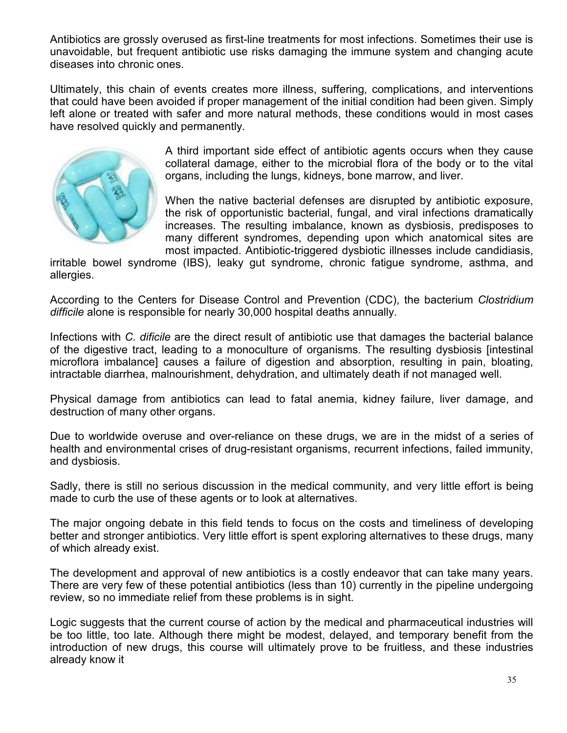Antibiotics are grossly overused as first-line treatments for most infections. Sometimes their use is unavoidable, but frequent antibiotic use risks damaging the immune system and changing acute diseases into chronic ones.

Ultimately, this chain of events creates more illness, suffering, complications, and interventions that could have been avoided if proper management of the initial condition had been given. Simply left alone or treated with safer and more natural methods, these conditions would in most cases have resolved quickly and permanently.

A third important side effect of antibiotic agents occurs when they cause collateral damage, either to the microbial flora of the body or to the vital organs, including the lungs, kidneys, bone marrow, and liver.

When the native bacterial defenses are disrupted by antibiotic exposure, the risk of opportunistic bacterial, fungal, and viral infections dramatically increases. The resulting imbalance, known as dysbiosis, predisposes to many different syndromes, depending upon which anatomical sites are most impacted. Antibiotic-triggered dysbiotic illnesses include candidiasis, irritable bowel syndrome (IBS), leaky gut syndrome, chronic fatigue syndrome, asthma, and allergies.

According to the Centers for Disease Control and Prevention (CDC), the bacterium *Clostridium difficile* alone is responsible for nearly 30,000 hospital deaths annually.

Infections with *C. dificile* are the direct result of antibiotic use that damages the bacterial balance of the digestive tract, leading to a monoculture of organisms. The resulting dysbiosis [intestinal microflora imbalance] causes a failure of digestion and absorption, resulting in pain, bloating, intractable diarrhea, malnourishment, dehydration, and ultimately death if not managed well.

Physical damage from antibiotics can lead to fatal anemia, kidney failure, liver damage, and destruction of many other organs.

Due to worldwide overuse and over-reliance on these drugs, we are in the midst of a series of health and environmental crises of drug-resistant organisms, recurrent infections, failed immunity, and dysbiosis.

Sadly, there is still no serious discussion in the medical community, and very little effort is being made to curb the use of these agents or to look at alternatives.

The major ongoing debate in this field tends to focus on the costs and timeliness of developing better and stronger antibiotics. Very little effort is spent exploring alternatives to these drugs, many of which already exist.

The development and approval of new antibiotics is a costly endeavor that can take many years. There are very few of these potential antibiotics (less than 10) currently in the pipeline undergoing review, so no immediate relief from these problems is in sight.

Logic suggests that the current course of action by the medical and pharmaceutical industries will be too little, too late. Although there might be modest, delayed, and temporary benefit from the introduction of new drugs, this course will ultimately prove to be fruitless, and these industries already know it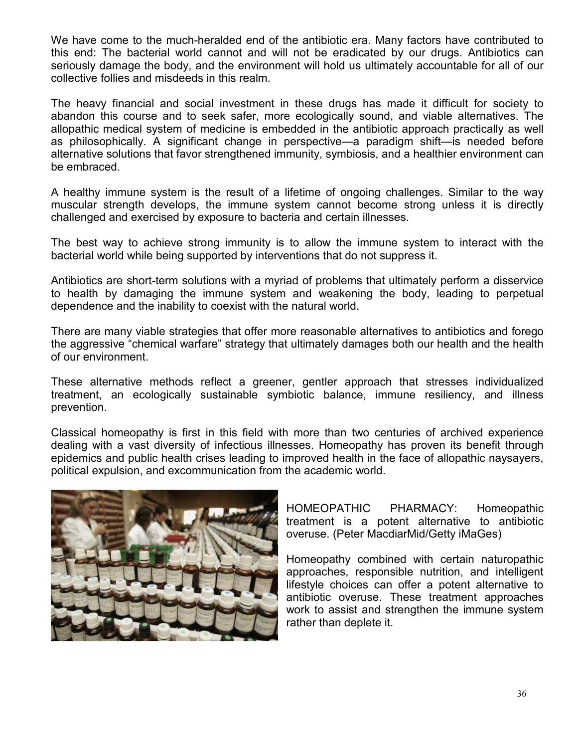We have come to the much-heralded end of the antibiotic era. Many factors have contributed to this end: The bacterial world cannot and will not be eradicated by our drugs. Antibiotics can seriously damage the body, and the environment will hold us ultimately accountable for all of our collective follies and misdeeds in this realm.

The heavy financial and social investment in these drugs has made it difficult for society to abandon this course and to seek safer, more ecologically sound, and viable alternatives. The allopathic medical system of medicine is embedded in the antibiotic approach practically as well as philosophically. A significant change in perspective—a paradigm shift—is needed before alternative solutions that favor strengthened immunity, symbiosis, and a healthier environment can be embraced.

A healthy immune system is the result of a lifetime of ongoing challenges. Similar to the way muscular strength develops, the immune system cannot become strong unless it is directly challenged and exercised by exposure to bacteria and certain illnesses.

The best way to achieve strong immunity is to allow the immune system to interact with the bacterial world while being supported by interventions that do not suppress it.

Antibiotics are short-term solutions with a myriad of problems that ultimately perform a disservice to health by damaging the immune system and weakening the body, leading to perpetual dependence and the inability to coexist with the natural world.

There are many viable strategies that offer more reasonable alternatives to antibiotics and forego the aggressive "chemical warfare" strategy that ultimately damages both our health and the health of our environment.

These alternative methods reflect a greener, gentler approach that stresses individualized treatment, an ecologically sustainable symbiotic balance, immune resiliency, and illness prevention.

Classical homeopathy is first in this field with more than two centuries of archived experience dealing with a vast diversity of infectious illnesses. Homeopathy has proven its benefit through epidemics and public health crises leading to improved health in the face of allopathic naysayers, political expulsion, and excommunication from the academic world.

HOMEOPATHIC PHARMACY: Homeopathic treatment is a potent alternative to antibiotic overuse. (Peter MacdiarMid/Getty iMaGes)

Homeopathy combined with certain naturopathic approaches, responsible nutrition, and intelligent lifestyle choices can offer a potent alternative to antibiotic overuse. These treatment approaches work to assist and strengthen the immune system rather than deplete it.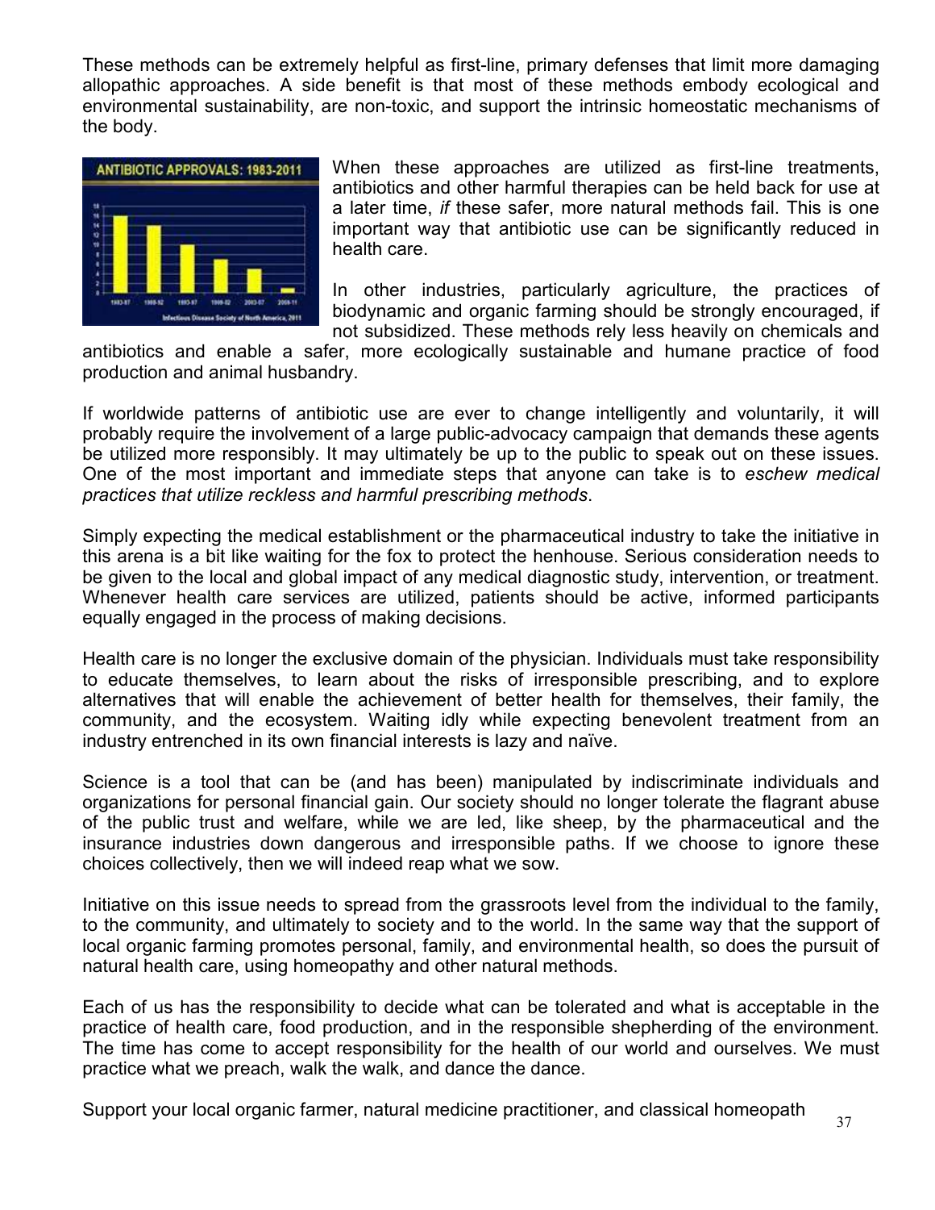These methods can be extremely helpful as first-line, primary defenses that limit more damaging allopathic approaches. A side benefit is that most of these methods embody ecological and environmental sustainability, are non-toxic, and support the intrinsic homeostatic mechanisms of the body.

When these approaches are utilized as first-line treatments, antibiotics and other harmful therapies can be held back for use at a later time, *if* these safer, more natural methods fail. This is one important way that antibiotic use can be significantly reduced in health care.

In other industries, particularly agriculture, the practices of biodynamic and organic farming should be strongly encouraged, if not subsidized. These methods rely less heavily on chemicals and antibiotics and enable a safer, more ecologically sustainable and humane practice of food production and animal husbandry.

If worldwide patterns of antibiotic use are ever to change intelligently and voluntarily, it will probably require the involvement of a large public-advocacy campaign that demands these agents be utilized more responsibly. It may ultimately be up to the public to speak out on these issues. One of the most important and immediate steps that anyone can take is to *eschew medical practices that utilize reckless and harmful prescribing methods*.

Simply expecting the medical establishment or the pharmaceutical industry to take the initiative in this arena is a bit like waiting for the fox to protect the henhouse. Serious consideration needs to be given to the local and global impact of any medical diagnostic study, intervention, or treatment. Whenever health care services are utilized, patients should be active, informed participants equally engaged in the process of making decisions.

Health care is no longer the exclusive domain of the physician. Individuals must take responsibility to educate themselves, to learn about the risks of irresponsible prescribing, and to explore alternatives that will enable the achievement of better health for themselves, their family, the community, and the ecosystem. Waiting idly while expecting benevolent treatment from an industry entrenched in its own financial interests is lazy and naïve.

Science is a tool that can be (and has been) manipulated by indiscriminate individuals and organizations for personal financial gain. Our society should no longer tolerate the flagrant abuse of the public trust and welfare, while we are led, like sheep, by the pharmaceutical and the insurance industries down dangerous and irresponsible paths. If we choose to ignore these choices collectively, then we will indeed reap what we sow.

Initiative on this issue needs to spread from the grassroots level from the individual to the family, to the community, and ultimately to society and to the world. In the same way that the support of local organic farming promotes personal, family, and environmental health, so does the pursuit of natural health care, using homeopathy and other natural methods.

Each of us has the responsibility to decide what can be tolerated and what is acceptable in the practice of health care, food production, and in the responsible shepherding of the environment. The time has come to accept responsibility for the health of our world and ourselves. We must practice what we preach, walk the walk, and dance the dance.

Support your local organic farmer, natural medicine practitioner, and classical homeopath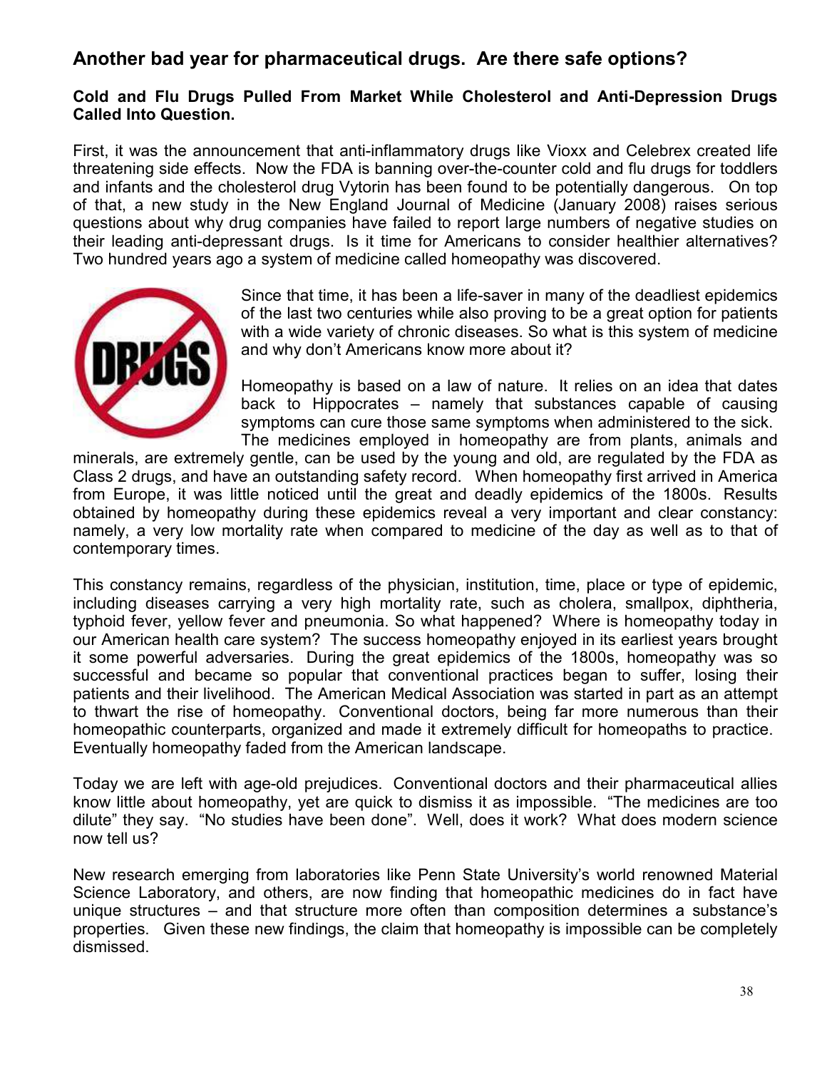## Another bad year for pharmaceutical drugs. Are there safe options?

**Cold and Flu Drugs Pulled From Market While Cholesterol and Anti-Depression Drugs Called Into Question.**

First, it was the announcement that anti-inflammatory drugs like Vioxx and Celebrex created life threatening side effects. Now the FDA is banning over-the-counter cold and flu drugs for toddlers and infants and the cholesterol drug Vytorin has been found to be potentially dangerous. On top of that, a new study in the New England Journal of Medicine (January 2008) raises serious questions about why drug companies have failed to report large numbers of negative studies on their leading anti-depressant drugs. Is it time for Americans to consider healthier alternatives? Two hundred years ago a system of medicine called homeopathy was discovered.

Since that time, it has been a life-saver in many of the deadliest epidemics of the last two centuries while also proving to be a great option for patients with a wide variety of chronic diseases. So what is this system of medicine and why don't Americans know more about it?

Homeopathy is based on a law of nature. It relies on an idea that dates back to Hippocrates – namely that substances capable of causing symptoms can cure those same symptoms when administered to the sick. The medicines employed in homeopathy are from plants, animals and minerals, are extremely gentle, can be used by the young and old, are regulated by the FDA as Class 2 drugs, and have an outstanding safety record. When homeopathy first arrived in America from Europe, it was little noticed until the great and deadly epidemics of the 1800s. Results obtained by homeopathy during these epidemics reveal a very important and clear constancy: namely, a very low mortality rate when compared to medicine of the day as well as to that of contemporary times.

This constancy remains, regardless of the physician, institution, time, place or type of epidemic, including diseases carrying a very high mortality rate, such as cholera, smallpox, diphtheria, typhoid fever, yellow fever and pneumonia. So what happened? Where is homeopathy today in our American health care system? The success homeopathy enjoyed in its earliest years brought it some powerful adversaries. During the great epidemics of the 1800s, homeopathy was so successful and became so popular that conventional practices began to suffer, losing their patients and their livelihood. The American Medical Association was started in part as an attempt to thwart the rise of homeopathy. Conventional doctors, being far more numerous than their homeopathic counterparts, organized and made it extremely difficult for homeopaths to practice. Eventually homeopathy faded from the American landscape.

Today we are left with age-old prejudices. Conventional doctors and their pharmaceutical allies know little about homeopathy, yet are quick to dismiss it as impossible. "The medicines are too dilute" they say. "No studies have been done". Well, does it work? What does modern science now tell us?

New research emerging from laboratories like Penn State University's world renowned Material Science Laboratory, and others, are now finding that homeopathic medicines do in fact have unique structures – and that structure more often than composition determines a substance's properties. Given these new findings, the claim that homeopathy is impossible can be completely dismissed.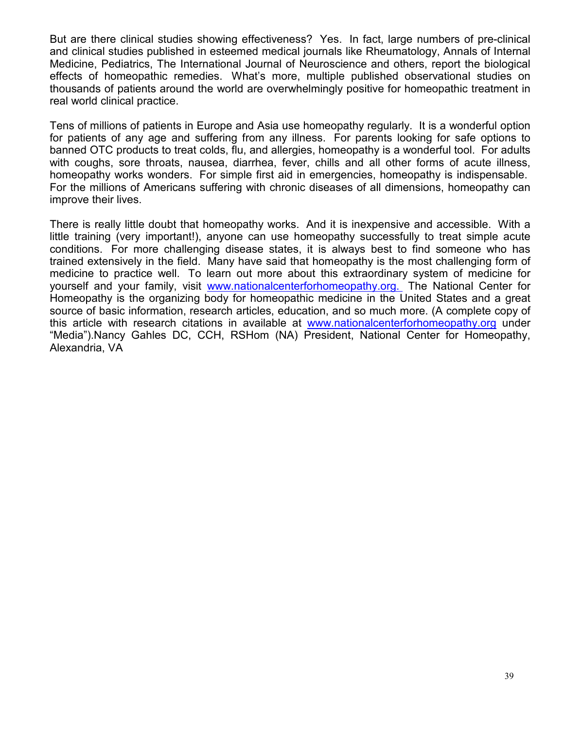But are there clinical studies showing effectiveness? Yes. In fact, large numbers of pre-clinical and clinical studies published in esteemed medical journals like Rheumatology, Annals of Internal Medicine, Pediatrics, The International Journal of Neuroscience and others, report the biological effects of homeopathic remedies. What's more, multiple published observational studies on thousands of patients around the world are overwhelmingly positive for homeopathic treatment in real world clinical practice.

Tens of millions of patients in Europe and Asia use homeopathy regularly. It is a wonderful option for patients of any age and suffering from any illness. For parents looking for safe options to banned OTC products to treat colds, flu, and allergies, homeopathy is a wonderful tool. For adults with coughs, sore throats, nausea, diarrhea, fever, chills and all other forms of acute illness, homeopathy works wonders. For simple first aid in emergencies, homeopathy is indispensable. For the millions of Americans suffering with chronic diseases of all dimensions, homeopathy can improve their lives.

There is really little doubt that homeopathy works. And it is inexpensive and accessible. With a little training (very important!), anyone can use homeopathy successfully to treat simple acute conditions. For more challenging disease states, it is always best to find someone who has trained extensively in the field. Many have said that homeopathy is the most challenging form of medicine to practice well. To learn out more about this extraordinary system of medicine for yourself and your family, visit [www.nationalcenterforhomeopathy.org.](www.nationalcenterforhomeopathy.org) The National Center for Homeopathy is the organizing body for homeopathic medicine in the United States and a great source of basic information, research articles, education, and so much more. (A complete copy of this article with research citations in available at [www.nationalcenterforhomeopathy.org](www.nationalcenterforhomeopathy.org) under "Media").Nancy Gahles DC, CCH, RSHom (NA) President, National Center for Homeopathy, Alexandria, VA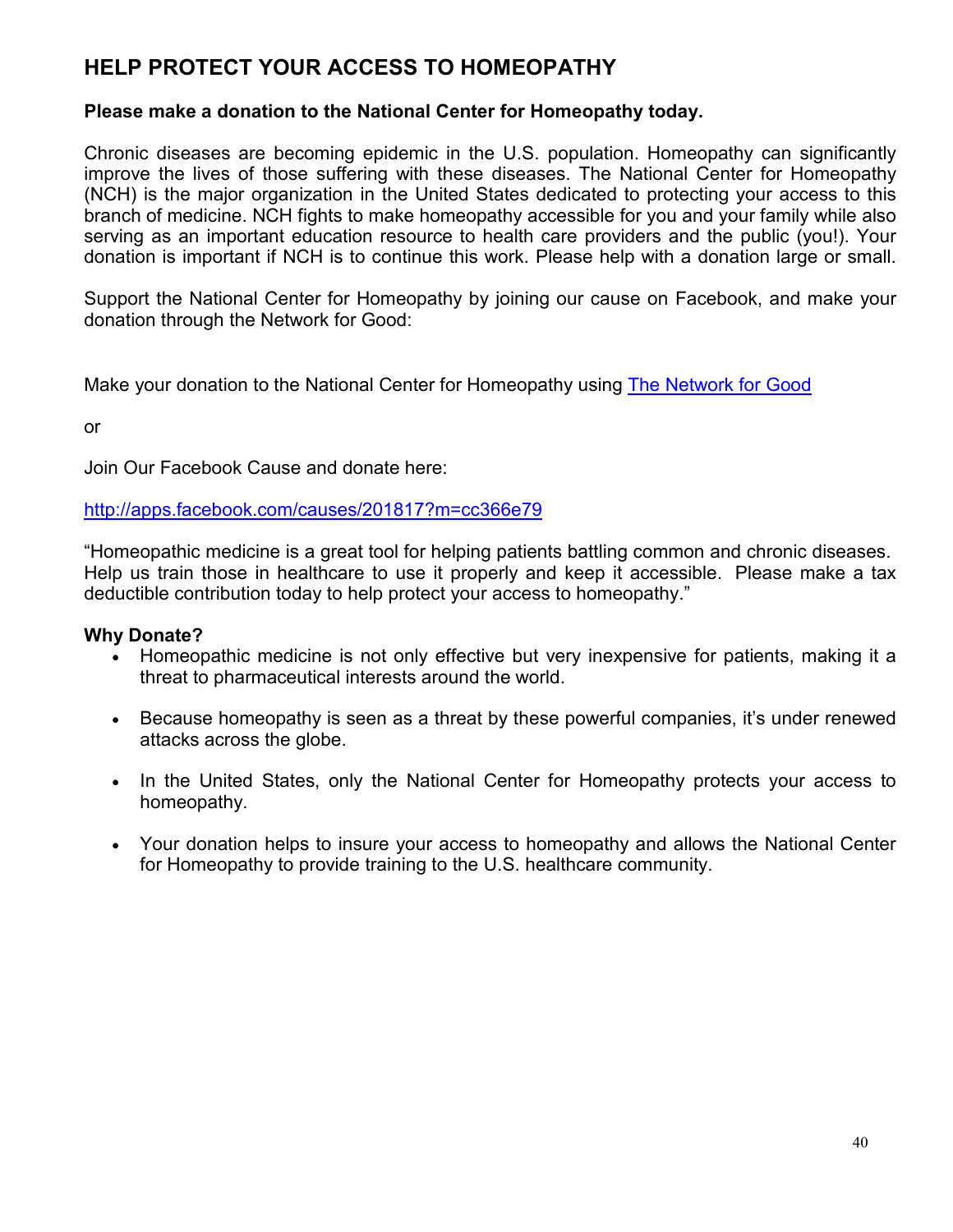# HELP PROTECT YOUR ACCESS TO HOMEOPATHY

**Please make a donation to the National Center for Homeopathy today.**

Chronic diseases are becoming epidemic in the U.S. population. Homeopathy can significantly improve the lives of those suffering with these diseases. The National Center for Homeopathy (NCH) is the major organization in the United States dedicated to protecting your access to this branch of medicine. NCH fights to make homeopathy accessible for you and your family while also serving as an important education resource to health care providers and the public (you!). Your donation is important if NCH is to continue this work. Please help with a donation large or small.

Support the National Center for Homeopathy by joining our cause on Facebook, and make your donation through the Network for Good:

Make your donation to the National Center for Homeopathy using The Network for Good

or

Join Our Facebook Cause and donate here:

http://apps.facebook.com/causes/201817?m=cc366e79

"Homeopathic medicine is a great tool for helping patients battling common and chronic diseases. Help us train those in healthcare to use it properly and keep it accessible. Please make a tax deductible contribution today to help protect your access to homeopathy."

**Why Donate?**

- Homeopathic medicine is not only effective but very inexpensive for patients, making it a threat to pharmaceutical interests around the world.
- Because homeopathy is seen as a threat by these powerful companies, it's under renewed attacks across the globe.
- In the United States, only the National Center for Homeopathy protects your access to homeopathy.
- Your donation helps to insure your access to homeopathy and allows the National Center for Homeopathy to provide training to the U.S. healthcare community.